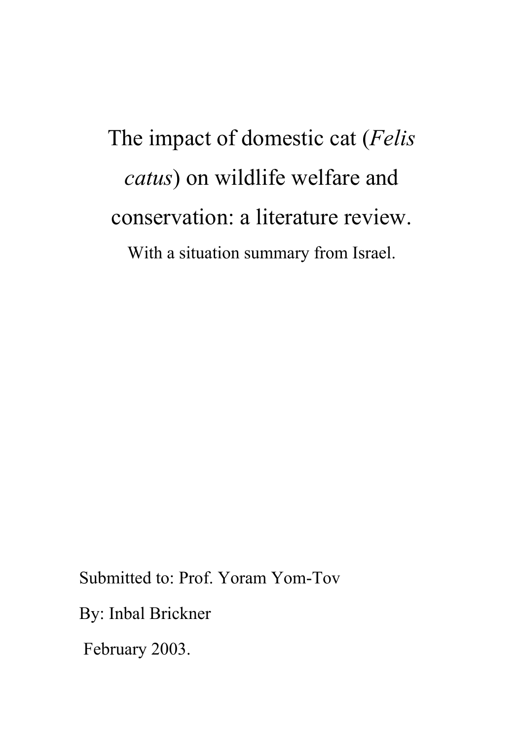# The impact of domestic cat (*Felis catus*) on wildlife welfare and conservation: a literature review.

With a situation summary from Israel.

Submitted to: Prof. Yoram Yom-Tov

By: Inbal Brickner

February 2003.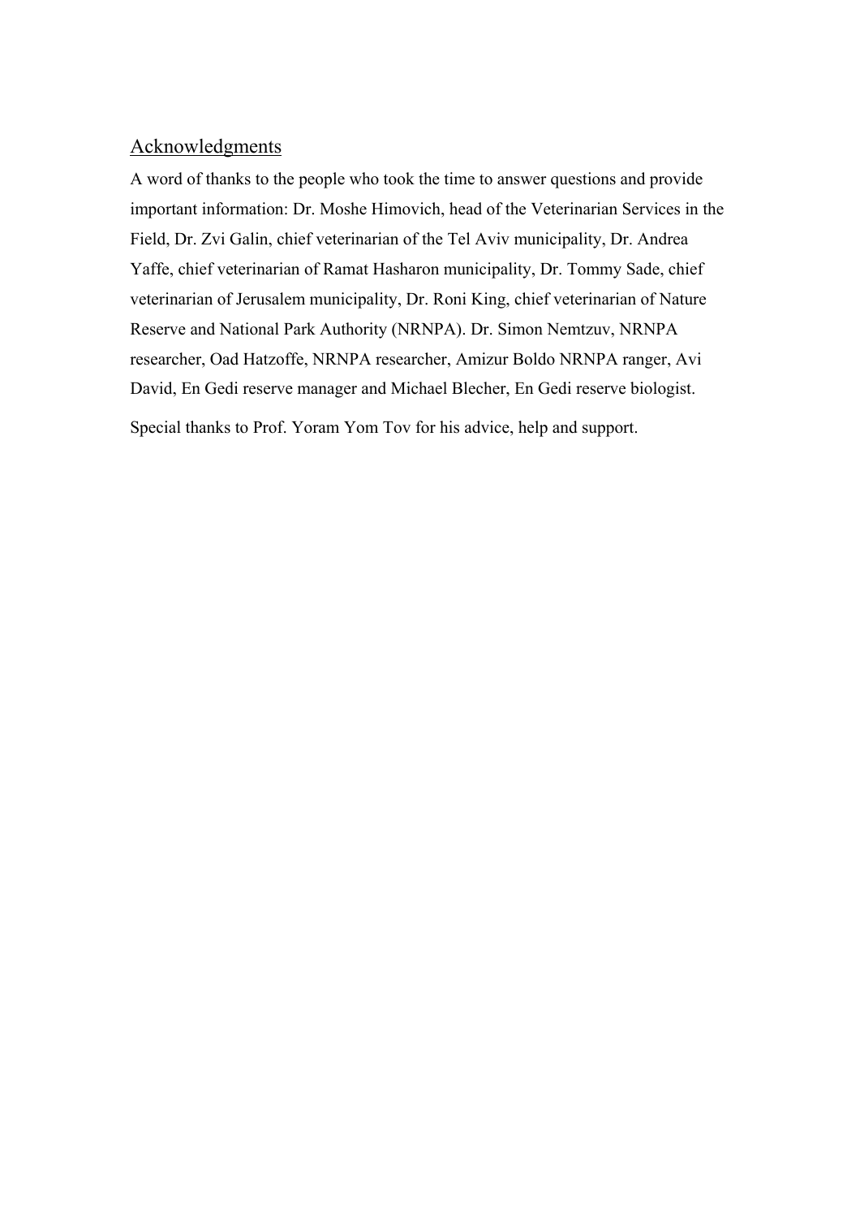## Acknowledgments

A word of thanks to the people who took the time to answer questions and provide important information: Dr. Moshe Himovich, head of the Veterinarian Services in the Field, Dr. Zvi Galin, chief veterinarian of the Tel Aviv municipality, Dr. Andrea Yaffe, chief veterinarian of Ramat Hasharon municipality, Dr. Tommy Sade, chief veterinarian of Jerusalem municipality, Dr. Roni King, chief veterinarian of Nature Reserve and National Park Authority (NRNPA). Dr. Simon Nemtzuv, NRNPA researcher, Oad Hatzoffe, NRNPA researcher, Amizur Boldo NRNPA ranger, Avi David, En Gedi reserve manager and Michael Blecher, En Gedi reserve biologist.

Special thanks to Prof. Yoram Yom Tov for his advice, help and support.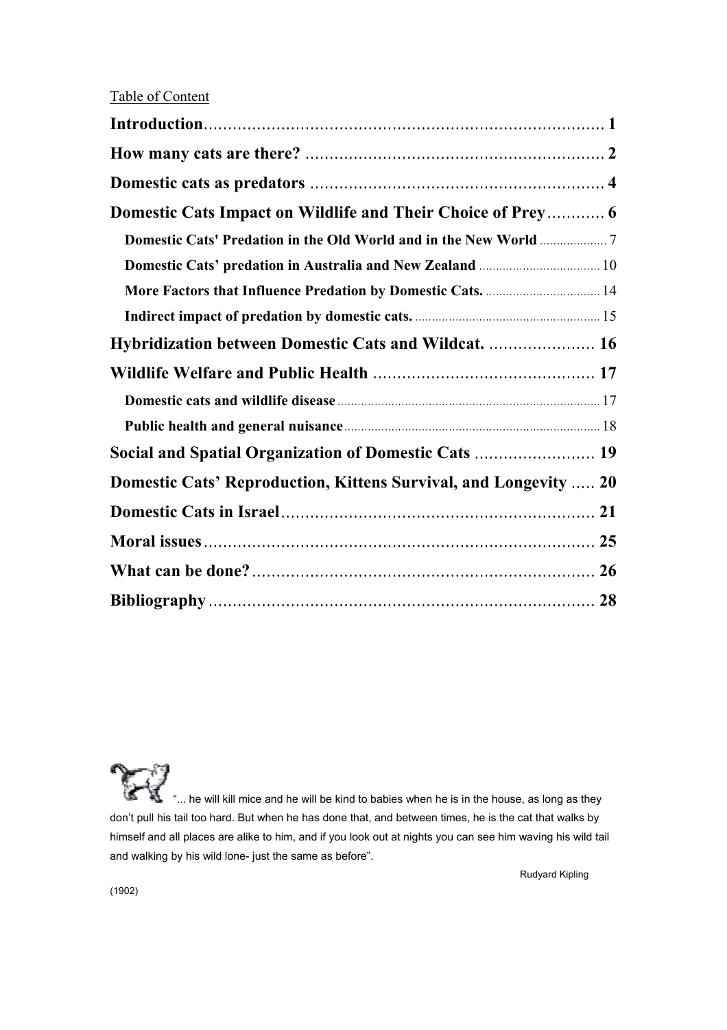Table of Content

**Introduction** ........................................................................ 1

**How many cats are there?** .......................................................... 2

**Domestic cats as predators** ....................................................... 4

**Domestic Cats Impact on Wildlife and Their Choice of Prey** ............ 6

- **Domestic Cats' Predation in the Old World and in the New World** .................... 7
- **Domestic Cats' predation in Australia and New Zealand** .................................... 10
- **More Factors that Influence Predation by Domestic Cats.** .................................. 14
- **Indirect impact of predation by domestic cats.** ...................................................... 15

**Hybridization between Domestic Cats and Wildcat.** ...................... 16

**Wildlife Welfare and Public Health** ............................................. 17

- **Domestic cats and wildlife disease** ............................................................................ 17
- **Public health and general nuisance** ........................................................................... 18

**Social and Spatial Organization of Domestic Cats** ........................ 19

**Domestic Cats' Reproduction, Kittens Survival, and Longevity** ..... 20

**Domestic Cats in Israel** ................................................................ 21

**Moral issues** ................................................................................ 25

**What can be done?** ...................................................................... 26

**Bibliography** ............................................................................... 28

"... he will kill mice and he will be kind to babies when he is in the house, as long as they don't pull his tail too hard. But when he has done that, and between times, he is the cat that walks by himself and all places are alike to him, and if you look out at nights you can see him waving his wild tail and walking by his wild lone- just the same as before".

Rudyard Kipling (1902)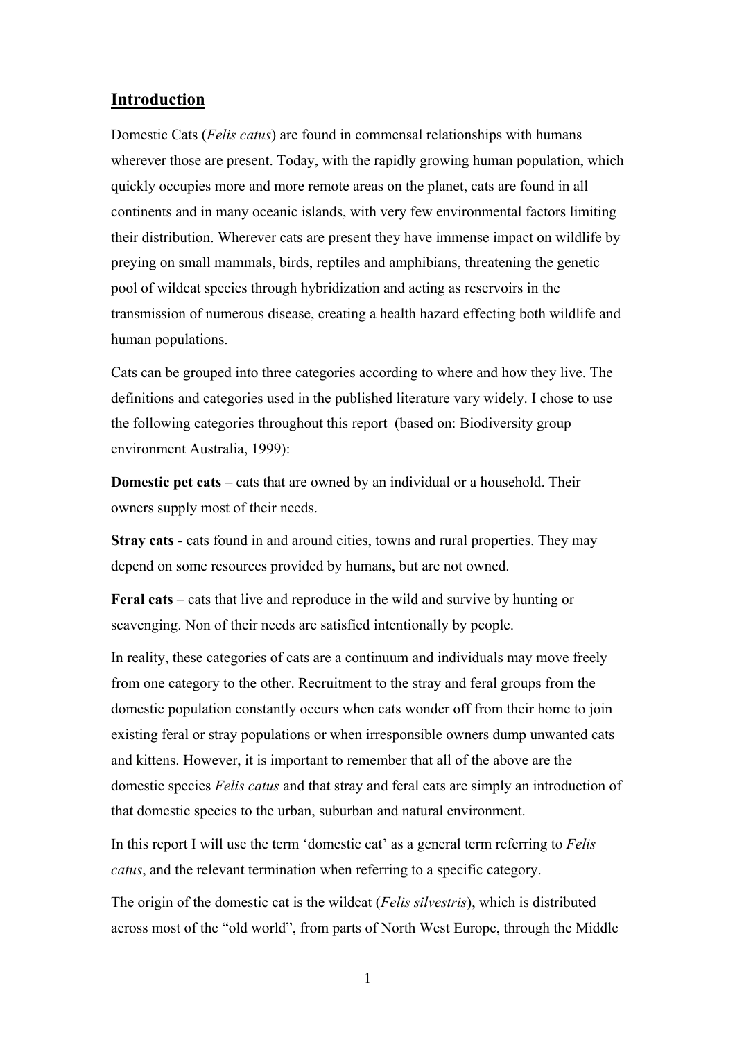## Introduction

Domestic Cats (*Felis catus*) are found in commensal relationships with humans wherever those are present. Today, with the rapidly growing human population, which quickly occupies more and more remote areas on the planet, cats are found in all continents and in many oceanic islands, with very few environmental factors limiting their distribution. Wherever cats are present they have immense impact on wildlife by preying on small mammals, birds, reptiles and amphibians, threatening the genetic pool of wildcat species through hybridization and acting as reservoirs in the transmission of numerous disease, creating a health hazard effecting both wildlife and human populations.

Cats can be grouped into three categories according to where and how they live. The definitions and categories used in the published literature vary widely. I chose to use the following categories throughout this report (based on: Biodiversity group environment Australia, 1999):

**Domestic pet cats** – cats that are owned by an individual or a household. Their owners supply most of their needs.

**Stray cats -** cats found in and around cities, towns and rural properties. They may depend on some resources provided by humans, but are not owned.

**Feral cats** – cats that live and reproduce in the wild and survive by hunting or scavenging. Non of their needs are satisfied intentionally by people.

In reality, these categories of cats are a continuum and individuals may move freely from one category to the other. Recruitment to the stray and feral groups from the domestic population constantly occurs when cats wonder off from their home to join existing feral or stray populations or when irresponsible owners dump unwanted cats and kittens. However, it is important to remember that all of the above are the domestic species *Felis catus* and that stray and feral cats are simply an introduction of that domestic species to the urban, suburban and natural environment.

In this report I will use the term 'domestic cat' as a general term referring to *Felis catus*, and the relevant termination when referring to a specific category.

The origin of the domestic cat is the wildcat (*Felis silvestris*), which is distributed across most of the "old world", from parts of North West Europe, through the Middle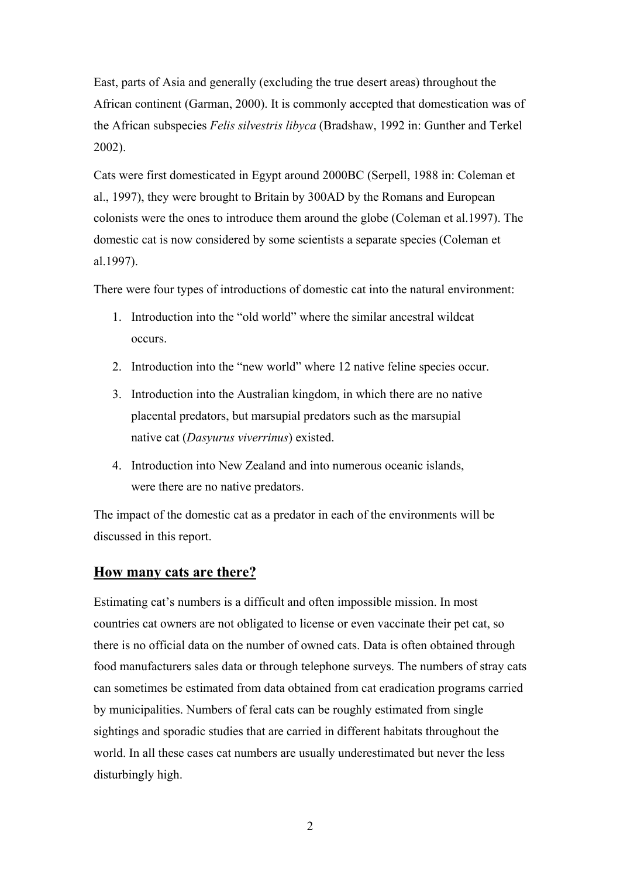East, parts of Asia and generally (excluding the true desert areas) throughout the African continent (Garman, 2000). It is commonly accepted that domestication was of the African subspecies *Felis silvestris libyca* (Bradshaw, 1992 in: Gunther and Terkel 2002).

Cats were first domesticated in Egypt around 2000BC (Serpell, 1988 in: Coleman et al., 1997), they were brought to Britain by 300AD by the Romans and European colonists were the ones to introduce them around the globe (Coleman et al.1997). The domestic cat is now considered by some scientists a separate species (Coleman et al.1997).

There were four types of introductions of domestic cat into the natural environment:

1. Introduction into the "old world" where the similar ancestral wildcat occurs.
2. Introduction into the "new world" where 12 native feline species occur.
3. Introduction into the Australian kingdom, in which there are no native placental predators, but marsupial predators such as the marsupial native cat (*Dasyurus viverrinus*) existed.
4. Introduction into New Zealand and into numerous oceanic islands, were there are no native predators.

The impact of the domestic cat as a predator in each of the environments will be discussed in this report.

## How many cats are there?

Estimating cat's numbers is a difficult and often impossible mission. In most countries cat owners are not obligated to license or even vaccinate their pet cat, so there is no official data on the number of owned cats. Data is often obtained through food manufacturers sales data or through telephone surveys. The numbers of stray cats can sometimes be estimated from data obtained from cat eradication programs carried by municipalities. Numbers of feral cats can be roughly estimated from single sightings and sporadic studies that are carried in different habitats throughout the world. In all these cases cat numbers are usually underestimated but never the less disturbingly high.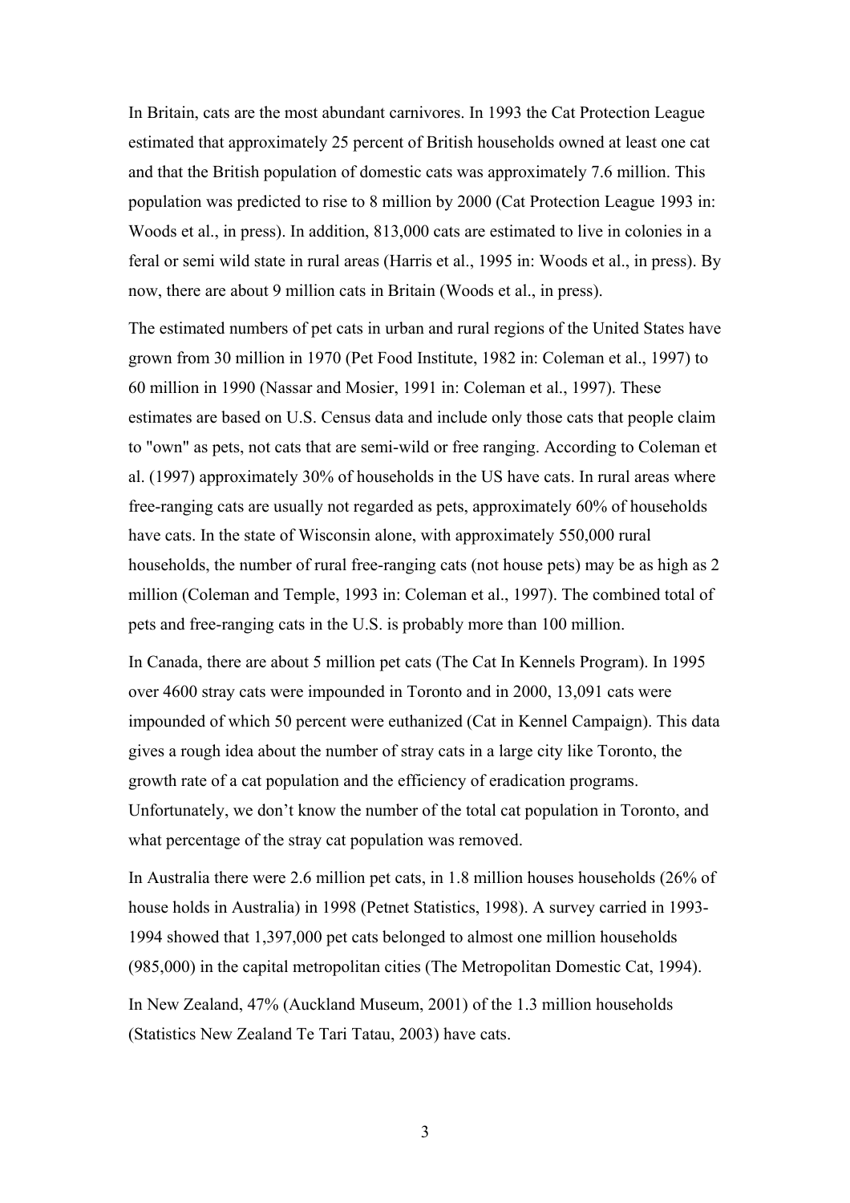In Britain, cats are the most abundant carnivores. In 1993 the Cat Protection League estimated that approximately 25 percent of British households owned at least one cat and that the British population of domestic cats was approximately 7.6 million. This population was predicted to rise to 8 million by 2000 (Cat Protection League 1993 in: Woods et al., in press). In addition, 813,000 cats are estimated to live in colonies in a feral or semi wild state in rural areas (Harris et al., 1995 in: Woods et al., in press). By now, there are about 9 million cats in Britain (Woods et al., in press).

The estimated numbers of pet cats in urban and rural regions of the United States have grown from 30 million in 1970 (Pet Food Institute, 1982 in: Coleman et al., 1997) to 60 million in 1990 (Nassar and Mosier, 1991 in: Coleman et al., 1997). These estimates are based on U.S. Census data and include only those cats that people claim to "own" as pets, not cats that are semi-wild or free ranging. According to Coleman et al. (1997) approximately 30% of households in the US have cats. In rural areas where free-ranging cats are usually not regarded as pets, approximately 60% of households have cats. In the state of Wisconsin alone, with approximately 550,000 rural households, the number of rural free-ranging cats (not house pets) may be as high as 2 million (Coleman and Temple, 1993 in: Coleman et al., 1997). The combined total of pets and free-ranging cats in the U.S. is probably more than 100 million.

In Canada, there are about 5 million pet cats (The Cat In Kennels Program). In 1995 over 4600 stray cats were impounded in Toronto and in 2000, 13,091 cats were impounded of which 50 percent were euthanized (Cat in Kennel Campaign). This data gives a rough idea about the number of stray cats in a large city like Toronto, the growth rate of a cat population and the efficiency of eradication programs. Unfortunately, we don't know the number of the total cat population in Toronto, and what percentage of the stray cat population was removed.

In Australia there were 2.6 million pet cats, in 1.8 million houses households (26% of house holds in Australia) in 1998 (Petnet Statistics, 1998). A survey carried in 1993-1994 showed that 1,397,000 pet cats belonged to almost one million households (985,000) in the capital metropolitan cities (The Metropolitan Domestic Cat, 1994).

In New Zealand, 47% (Auckland Museum, 2001) of the 1.3 million households (Statistics New Zealand Te Tari Tatau, 2003) have cats.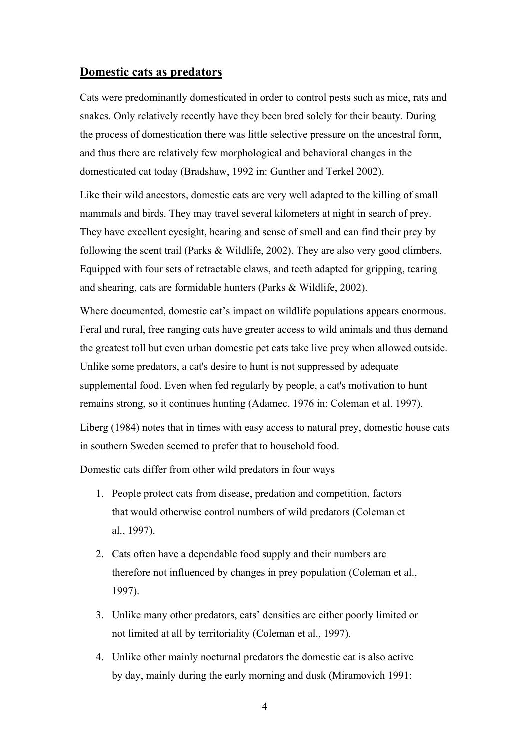## **Domestic cats as predators**

Cats were predominantly domesticated in order to control pests such as mice, rats and snakes. Only relatively recently have they been bred solely for their beauty. During the process of domestication there was little selective pressure on the ancestral form, and thus there are relatively few morphological and behavioral changes in the domesticated cat today (Bradshaw, 1992 in: Gunther and Terkel 2002).

Like their wild ancestors, domestic cats are very well adapted to the killing of small mammals and birds. They may travel several kilometers at night in search of prey. They have excellent eyesight, hearing and sense of smell and can find their prey by following the scent trail (Parks & Wildlife, 2002). They are also very good climbers. Equipped with four sets of retractable claws, and teeth adapted for gripping, tearing and shearing, cats are formidable hunters (Parks & Wildlife, 2002).

Where documented, domestic cat's impact on wildlife populations appears enormous. Feral and rural, free ranging cats have greater access to wild animals and thus demand the greatest toll but even urban domestic pet cats take live prey when allowed outside. Unlike some predators, a cat's desire to hunt is not suppressed by adequate supplemental food. Even when fed regularly by people, a cat's motivation to hunt remains strong, so it continues hunting (Adamec, 1976 in: Coleman et al. 1997).

Liberg (1984) notes that in times with easy access to natural prey, domestic house cats in southern Sweden seemed to prefer that to household food.

Domestic cats differ from other wild predators in four ways

1. People protect cats from disease, predation and competition, factors that would otherwise control numbers of wild predators (Coleman et al., 1997).
2. Cats often have a dependable food supply and their numbers are therefore not influenced by changes in prey population (Coleman et al., 1997).
3. Unlike many other predators, cats' densities are either poorly limited or not limited at all by territoriality (Coleman et al., 1997).
4. Unlike other mainly nocturnal predators the domestic cat is also active by day, mainly during the early morning and dusk (Miramovich 1991: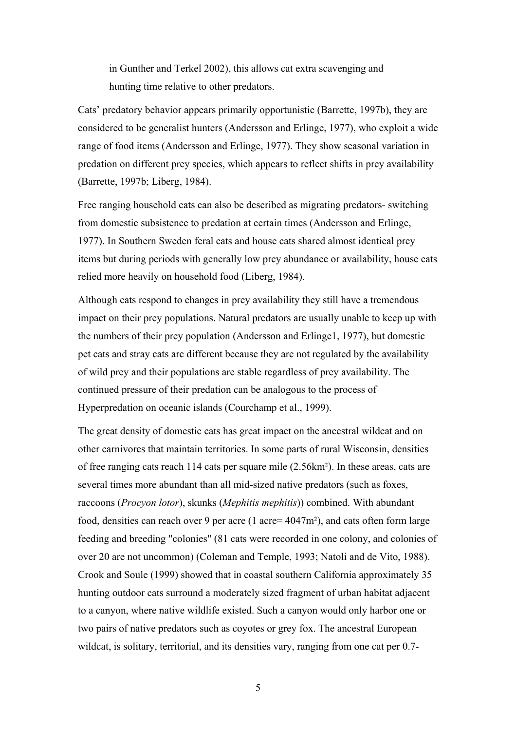in Gunther and Terkel 2002), this allows cat extra scavenging and hunting time relative to other predators.

Cats' predatory behavior appears primarily opportunistic (Barrette, 1997b), they are considered to be generalist hunters (Andersson and Erlinge, 1977), who exploit a wide range of food items (Andersson and Erlinge, 1977). They show seasonal variation in predation on different prey species, which appears to reflect shifts in prey availability (Barrette, 1997b; Liberg, 1984).

Free ranging household cats can also be described as migrating predators- switching from domestic subsistence to predation at certain times (Andersson and Erlinge, 1977). In Southern Sweden feral cats and house cats shared almost identical prey items but during periods with generally low prey abundance or availability, house cats relied more heavily on household food (Liberg, 1984).

Although cats respond to changes in prey availability they still have a tremendous impact on their prey populations. Natural predators are usually unable to keep up with the numbers of their prey population (Andersson and Erlinge1, 1977), but domestic pet cats and stray cats are different because they are not regulated by the availability of wild prey and their populations are stable regardless of prey availability. The continued pressure of their predation can be analogous to the process of Hyperpredation on oceanic islands (Courchamp et al., 1999).

The great density of domestic cats has great impact on the ancestral wildcat and on other carnivores that maintain territories. In some parts of rural Wisconsin, densities of free ranging cats reach 114 cats per square mile ($2.56km^2$). In these areas, cats are several times more abundant than all mid-sized native predators (such as foxes, raccoons (*Procyon lotor*), skunks (*Mephitis mephitis*)) combined. With abundant food, densities can reach over 9 per acre (1 acre= $4047m^2$), and cats often form large feeding and breeding "colonies" (81 cats were recorded in one colony, and colonies of over 20 are not uncommon) (Coleman and Temple, 1993; Natoli and de Vito, 1988). Crook and Soule (1999) showed that in coastal southern California approximately 35 hunting outdoor cats surround a moderately sized fragment of urban habitat adjacent to a canyon, where native wildlife existed. Such a canyon would only harbor one or two pairs of native predators such as coyotes or grey fox. The ancestral European wildcat, is solitary, territorial, and its densities vary, ranging from one cat per 0.7-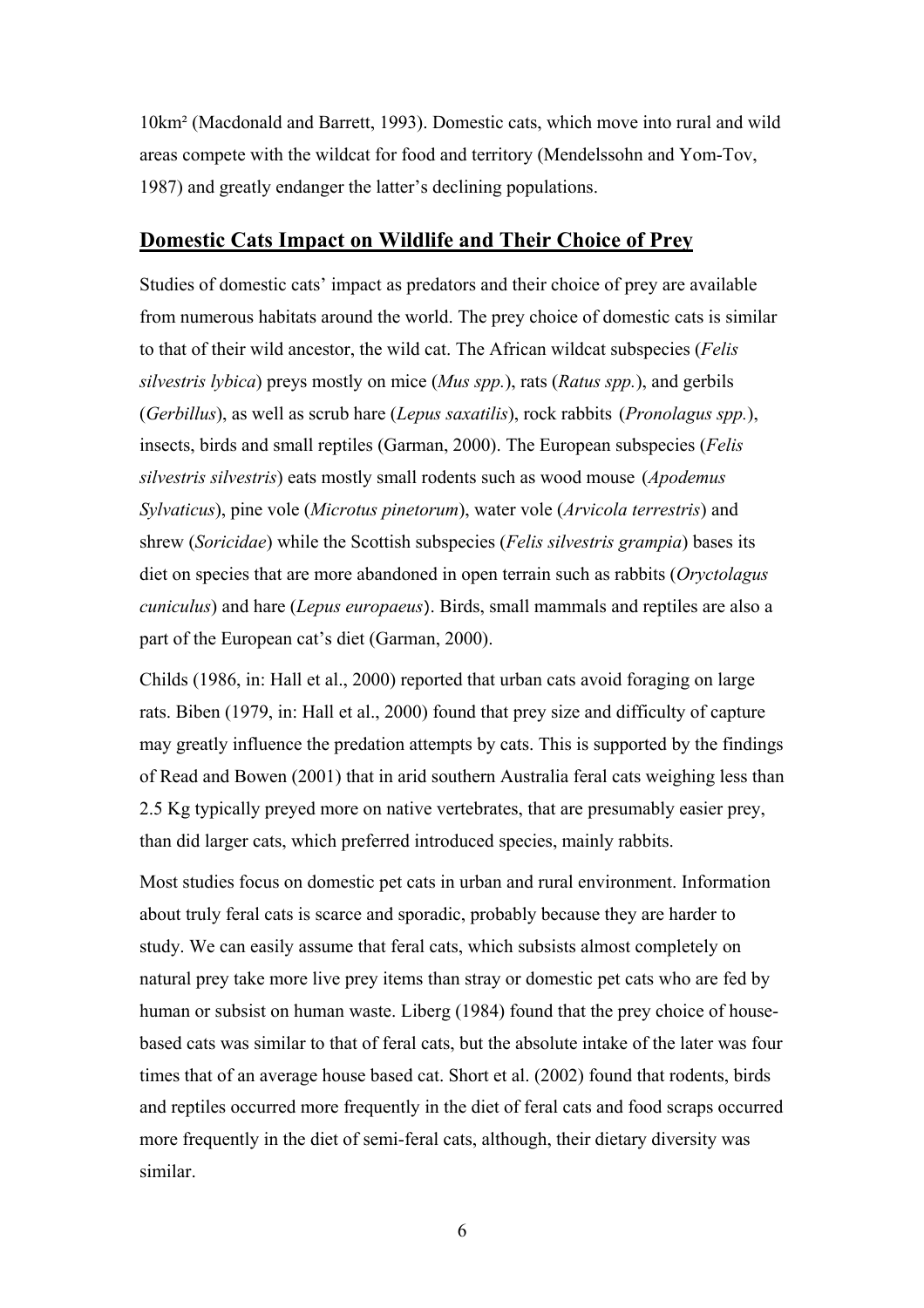10km² (Macdonald and Barrett, 1993). Domestic cats, which move into rural and wild areas compete with the wildcat for food and territory (Mendelssohn and Yom-Tov, 1987) and greatly endanger the latter's declining populations.

## Domestic Cats Impact on Wildlife and Their Choice of Prey

Studies of domestic cats' impact as predators and their choice of prey are available from numerous habitats around the world. The prey choice of domestic cats is similar to that of their wild ancestor, the wild cat. The African wildcat subspecies (*Felis silvestris lybica*) preys mostly on mice (*Mus spp.*), rats (*Ratus spp.*), and gerbils (*Gerbillus*), as well as scrub hare (*Lepus saxatilis*), rock rabbits (*Pronolagus spp.*), insects, birds and small reptiles (Garman, 2000). The European subspecies (*Felis silvestris silvestris*) eats mostly small rodents such as wood mouse (*Apodemus Sylvaticus*), pine vole (*Microtus pinetorum*), water vole (*Arvicola terrestris*) and shrew (*Soricidae*) while the Scottish subspecies (*Felis silvestris grampia*) bases its diet on species that are more abandoned in open terrain such as rabbits (*Oryctolagus cuniculus*) and hare (*Lepus europaeus*). Birds, small mammals and reptiles are also a part of the European cat's diet (Garman, 2000).

Childs (1986, in: Hall et al., 2000) reported that urban cats avoid foraging on large rats. Biben (1979, in: Hall et al., 2000) found that prey size and difficulty of capture may greatly influence the predation attempts by cats. This is supported by the findings of Read and Bowen (2001) that in arid southern Australia feral cats weighing less than 2.5 Kg typically preyed more on native vertebrates, that are presumably easier prey, than did larger cats, which preferred introduced species, mainly rabbits.

Most studies focus on domestic pet cats in urban and rural environment. Information about truly feral cats is scarce and sporadic, probably because they are harder to study. We can easily assume that feral cats, which subsists almost completely on natural prey take more live prey items than stray or domestic pet cats who are fed by human or subsist on human waste. Liberg (1984) found that the prey choice of house-based cats was similar to that of feral cats, but the absolute intake of the later was four times that of an average house based cat. Short et al. (2002) found that rodents, birds and reptiles occurred more frequently in the diet of feral cats and food scraps occurred more frequently in the diet of semi-feral cats, although, their dietary diversity was similar.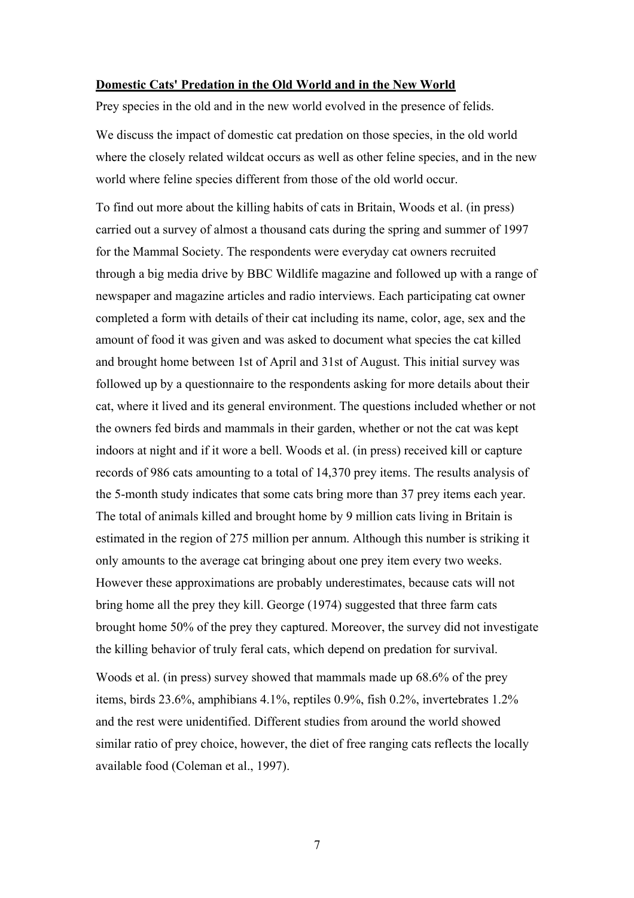**Domestic Cats' Predation in the Old World and in the New World**

Prey species in the old and in the new world evolved in the presence of felids.

We discuss the impact of domestic cat predation on those species, in the old world where the closely related wildcat occurs as well as other feline species, and in the new world where feline species different from those of the old world occur.

To find out more about the killing habits of cats in Britain, Woods et al. (in press) carried out a survey of almost a thousand cats during the spring and summer of 1997 for the Mammal Society. The respondents were everyday cat owners recruited through a big media drive by BBC Wildlife magazine and followed up with a range of newspaper and magazine articles and radio interviews. Each participating cat owner completed a form with details of their cat including its name, color, age, sex and the amount of food it was given and was asked to document what species the cat killed and brought home between 1st of April and 31st of August. This initial survey was followed up by a questionnaire to the respondents asking for more details about their cat, where it lived and its general environment. The questions included whether or not the owners fed birds and mammals in their garden, whether or not the cat was kept indoors at night and if it wore a bell. Woods et al. (in press) received kill or capture records of 986 cats amounting to a total of 14,370 prey items. The results analysis of the 5-month study indicates that some cats bring more than 37 prey items each year. The total of animals killed and brought home by 9 million cats living in Britain is estimated in the region of 275 million per annum. Although this number is striking it only amounts to the average cat bringing about one prey item every two weeks. However these approximations are probably underestimates, because cats will not bring home all the prey they kill. George (1974) suggested that three farm cats brought home 50% of the prey they captured. Moreover, the survey did not investigate the killing behavior of truly feral cats, which depend on predation for survival.

Woods et al. (in press) survey showed that mammals made up 68.6% of the prey items, birds 23.6%, amphibians 4.1%, reptiles 0.9%, fish 0.2%, invertebrates 1.2% and the rest were unidentified. Different studies from around the world showed similar ratio of prey choice, however, the diet of free ranging cats reflects the locally available food (Coleman et al., 1997).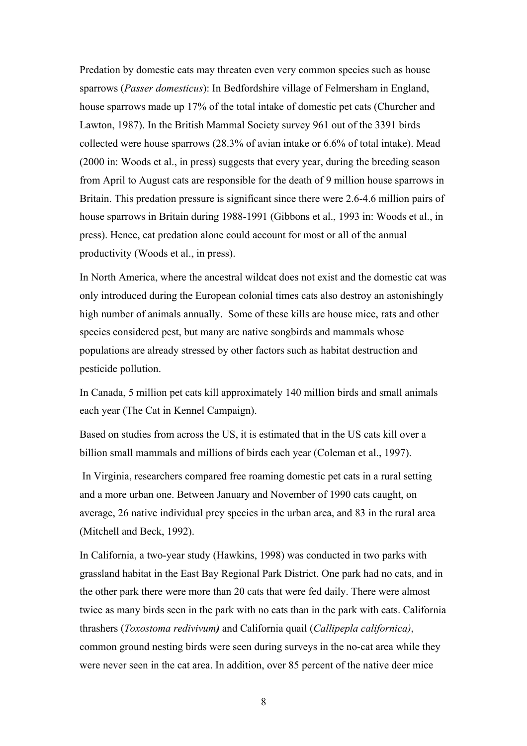Predation by domestic cats may threaten even very common species such as house sparrows (*Passer domesticus*): In Bedfordshire village of Felmersham in England, house sparrows made up 17% of the total intake of domestic pet cats (Churcher and Lawton, 1987). In the British Mammal Society survey 961 out of the 3391 birds collected were house sparrows (28.3% of avian intake or 6.6% of total intake). Mead (2000 in: Woods et al., in press) suggests that every year, during the breeding season from April to August cats are responsible for the death of 9 million house sparrows in Britain. This predation pressure is significant since there were 2.6-4.6 million pairs of house sparrows in Britain during 1988-1991 (Gibbons et al., 1993 in: Woods et al., in press). Hence, cat predation alone could account for most or all of the annual productivity (Woods et al., in press).

In North America, where the ancestral wildcat does not exist and the domestic cat was only introduced during the European colonial times cats also destroy an astonishingly high number of animals annually. Some of these kills are house mice, rats and other species considered pest, but many are native songbirds and mammals whose populations are already stressed by other factors such as habitat destruction and pesticide pollution.

In Canada, 5 million pet cats kill approximately 140 million birds and small animals each year (The Cat in Kennel Campaign).

Based on studies from across the US, it is estimated that in the US cats kill over a billion small mammals and millions of birds each year (Coleman et al., 1997).

In Virginia, researchers compared free roaming domestic pet cats in a rural setting and a more urban one. Between January and November of 1990 cats caught, on average, 26 native individual prey species in the urban area, and 83 in the rural area (Mitchell and Beck, 1992).

In California, a two-year study (Hawkins, 1998) was conducted in two parks with grassland habitat in the East Bay Regional Park District. One park had no cats, and in the other park there were more than 20 cats that were fed daily. There were almost twice as many birds seen in the park with no cats than in the park with cats. California thrashers (*Toxostoma redivivum*) and California quail (*Callipepla californica)*, common ground nesting birds were seen during surveys in the no-cat area while they were never seen in the cat area. In addition, over 85 percent of the native deer mice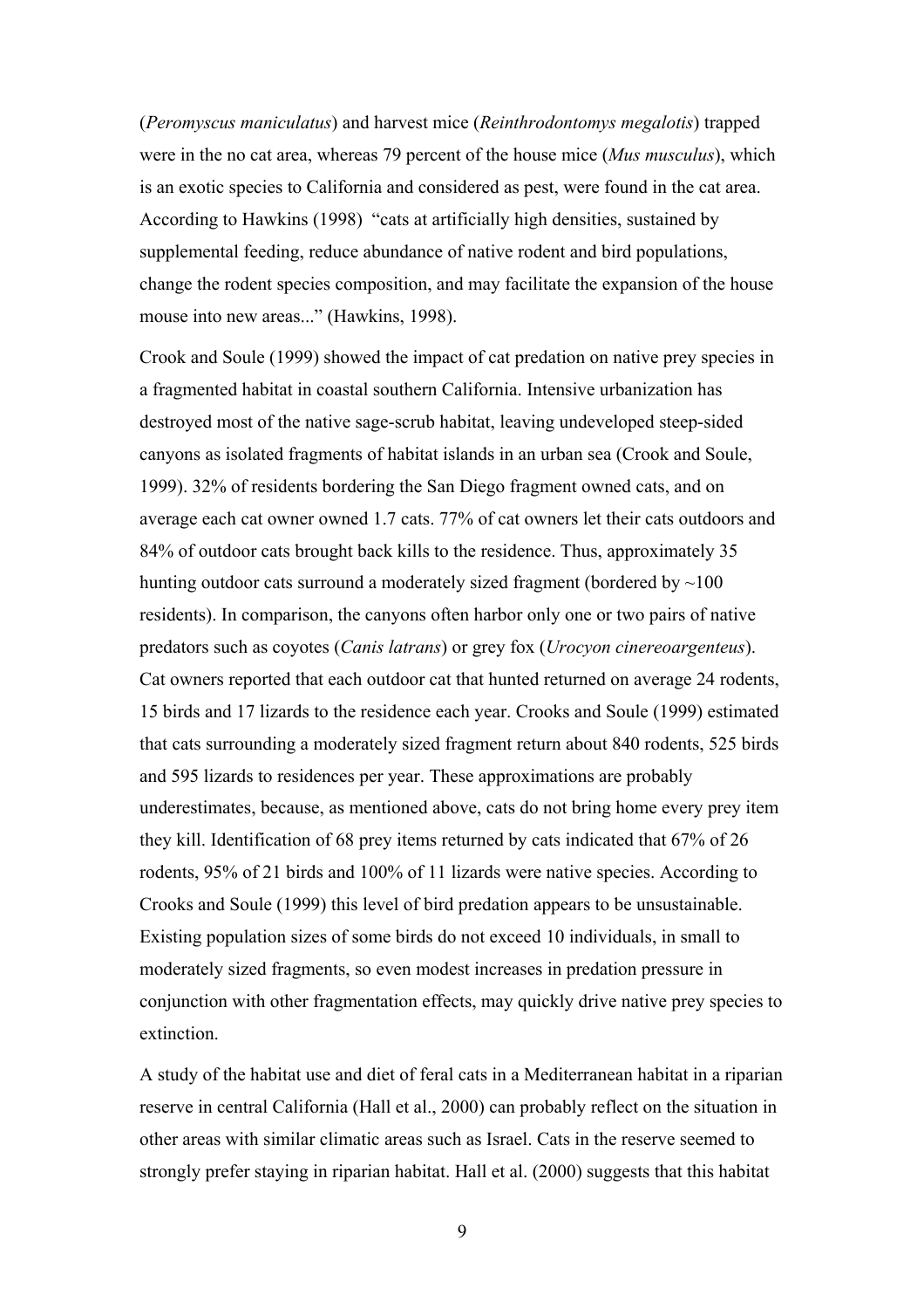(*Peromyscus maniculatus*) and harvest mice (*Reinthrodontomys megalotis*) trapped were in the no cat area, whereas 79 percent of the house mice (*Mus musculus*), which is an exotic species to California and considered as pest, were found in the cat area. According to Hawkins (1998) "cats at artificially high densities, sustained by supplemental feeding, reduce abundance of native rodent and bird populations, change the rodent species composition, and may facilitate the expansion of the house mouse into new areas..." (Hawkins, 1998).

Crook and Soule (1999) showed the impact of cat predation on native prey species in a fragmented habitat in coastal southern California. Intensive urbanization has destroyed most of the native sage-scrub habitat, leaving undeveloped steep-sided canyons as isolated fragments of habitat islands in an urban sea (Crook and Soule, 1999). 32% of residents bordering the San Diego fragment owned cats, and on average each cat owner owned 1.7 cats. 77% of cat owners let their cats outdoors and 84% of outdoor cats brought back kills to the residence. Thus, approximately 35 hunting outdoor cats surround a moderately sized fragment (bordered by ~100 residents). In comparison, the canyons often harbor only one or two pairs of native predators such as coyotes (*Canis latrans*) or grey fox (*Urocyon cinereoargenteus*). Cat owners reported that each outdoor cat that hunted returned on average 24 rodents, 15 birds and 17 lizards to the residence each year. Crooks and Soule (1999) estimated that cats surrounding a moderately sized fragment return about 840 rodents, 525 birds and 595 lizards to residences per year. These approximations are probably underestimates, because, as mentioned above, cats do not bring home every prey item they kill. Identification of 68 prey items returned by cats indicated that 67% of 26 rodents, 95% of 21 birds and 100% of 11 lizards were native species. According to Crooks and Soule (1999) this level of bird predation appears to be unsustainable. Existing population sizes of some birds do not exceed 10 individuals, in small to moderately sized fragments, so even modest increases in predation pressure in conjunction with other fragmentation effects, may quickly drive native prey species to extinction.

A study of the habitat use and diet of feral cats in a Mediterranean habitat in a riparian reserve in central California (Hall et al., 2000) can probably reflect on the situation in other areas with similar climatic areas such as Israel. Cats in the reserve seemed to strongly prefer staying in riparian habitat. Hall et al. (2000) suggests that this habitat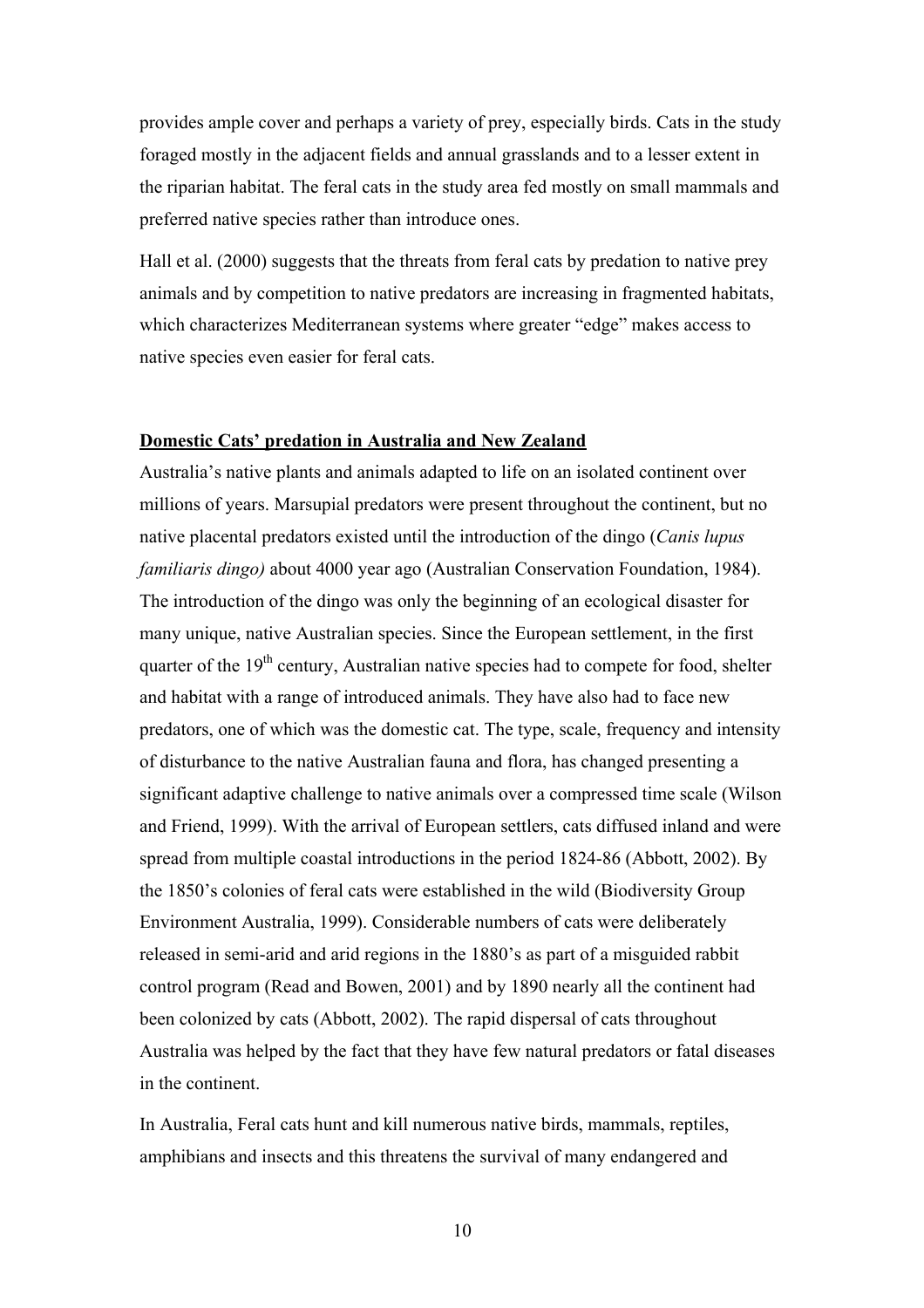provides ample cover and perhaps a variety of prey, especially birds. Cats in the study foraged mostly in the adjacent fields and annual grasslands and to a lesser extent in the riparian habitat. The feral cats in the study area fed mostly on small mammals and preferred native species rather than introduce ones.

Hall et al. (2000) suggests that the threats from feral cats by predation to native prey animals and by competition to native predators are increasing in fragmented habitats, which characterizes Mediterranean systems where greater "edge" makes access to native species even easier for feral cats.

**Domestic Cats' predation in Australia and New Zealand**

Australia's native plants and animals adapted to life on an isolated continent over millions of years. Marsupial predators were present throughout the continent, but no native placental predators existed until the introduction of the dingo (*Canis lupus familiaris dingo)* about 4000 year ago (Australian Conservation Foundation, 1984). The introduction of the dingo was only the beginning of an ecological disaster for many unique, native Australian species. Since the European settlement, in the first quarter of the 19th century, Australian native species had to compete for food, shelter and habitat with a range of introduced animals. They have also had to face new predators, one of which was the domestic cat. The type, scale, frequency and intensity of disturbance to the native Australian fauna and flora, has changed presenting a significant adaptive challenge to native animals over a compressed time scale (Wilson and Friend, 1999). With the arrival of European settlers, cats diffused inland and were spread from multiple coastal introductions in the period 1824-86 (Abbott, 2002). By the 1850's colonies of feral cats were established in the wild (Biodiversity Group Environment Australia, 1999). Considerable numbers of cats were deliberately released in semi-arid and arid regions in the 1880's as part of a misguided rabbit control program (Read and Bowen, 2001) and by 1890 nearly all the continent had been colonized by cats (Abbott, 2002). The rapid dispersal of cats throughout Australia was helped by the fact that they have few natural predators or fatal diseases in the continent.

In Australia, Feral cats hunt and kill numerous native birds, mammals, reptiles, amphibians and insects and this threatens the survival of many endangered and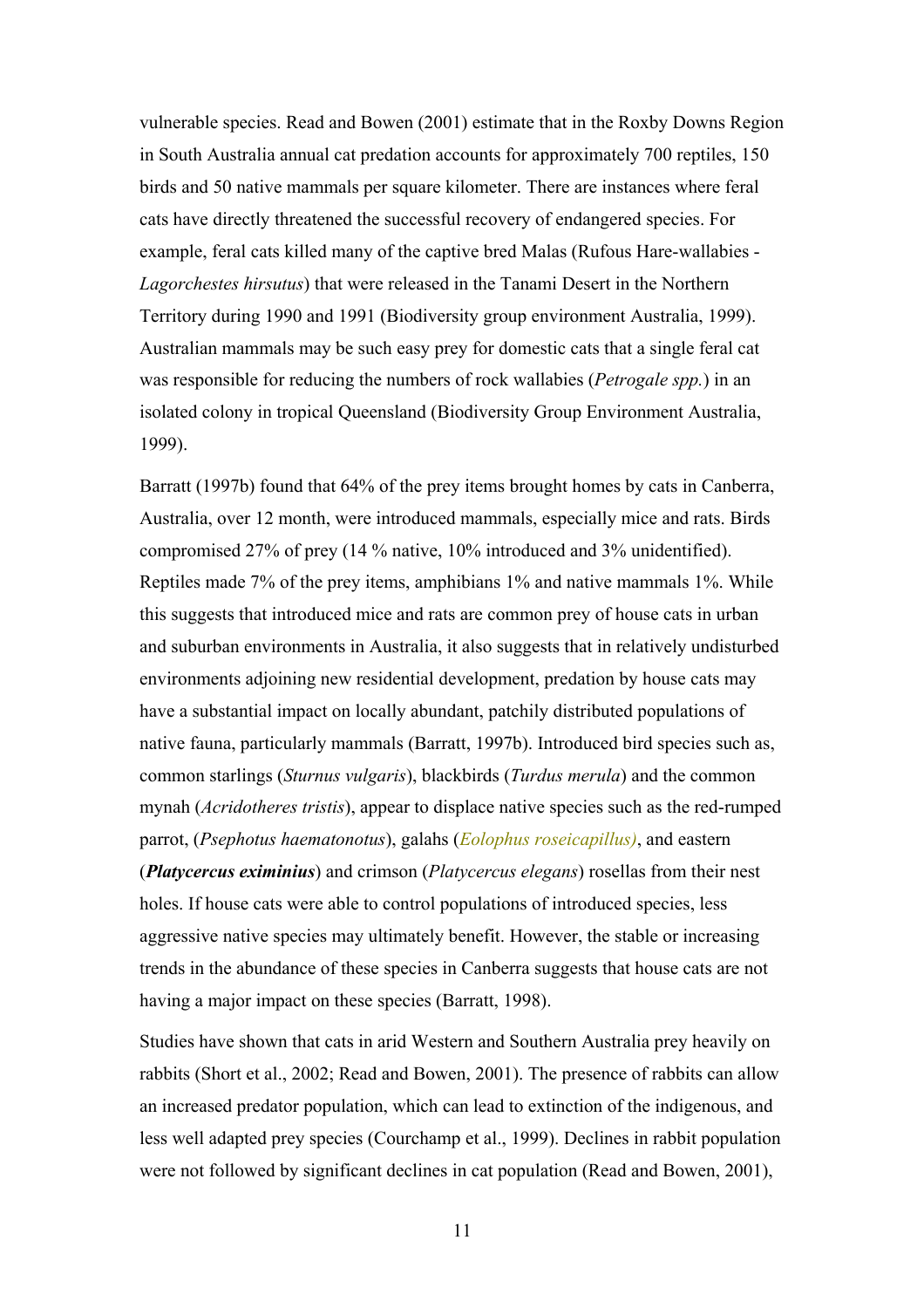vulnerable species. Read and Bowen (2001) estimate that in the Roxby Downs Region in South Australia annual cat predation accounts for approximately 700 reptiles, 150 birds and 50 native mammals per square kilometer. There are instances where feral cats have directly threatened the successful recovery of endangered species. For example, feral cats killed many of the captive bred Malas (Rufous Hare-wallabies - *Lagorchestes hirsutus*) that were released in the Tanami Desert in the Northern Territory during 1990 and 1991 (Biodiversity group environment Australia, 1999). Australian mammals may be such easy prey for domestic cats that a single feral cat was responsible for reducing the numbers of rock wallabies (*Petrogale spp.*) in an isolated colony in tropical Queensland (Biodiversity Group Environment Australia, 1999).

Barratt (1997b) found that 64% of the prey items brought homes by cats in Canberra, Australia, over 12 month, were introduced mammals, especially mice and rats. Birds compromised 27% of prey (14 % native, 10% introduced and 3% unidentified). Reptiles made 7% of the prey items, amphibians 1% and native mammals 1%. While this suggests that introduced mice and rats are common prey of house cats in urban and suburban environments in Australia, it also suggests that in relatively undisturbed environments adjoining new residential development, predation by house cats may have a substantial impact on locally abundant, patchily distributed populations of native fauna, particularly mammals (Barratt, 1997b). Introduced bird species such as, common starlings (*Sturnus vulgaris*), blackbirds (*Turdus merula*) and the common mynah (*Acridotheres tristis*), appear to displace native species such as the red-rumped parrot, (*Psephotus haematonotus*), galahs (*Eolophus roseicapillus)*, and eastern (***Platycercus eximinius***) and crimson (*Platycercus elegans*) rosellas from their nest holes. If house cats were able to control populations of introduced species, less aggressive native species may ultimately benefit. However, the stable or increasing trends in the abundance of these species in Canberra suggests that house cats are not having a major impact on these species (Barratt, 1998).

Studies have shown that cats in arid Western and Southern Australia prey heavily on rabbits (Short et al., 2002; Read and Bowen, 2001). The presence of rabbits can allow an increased predator population, which can lead to extinction of the indigenous, and less well adapted prey species (Courchamp et al., 1999). Declines in rabbit population were not followed by significant declines in cat population (Read and Bowen, 2001),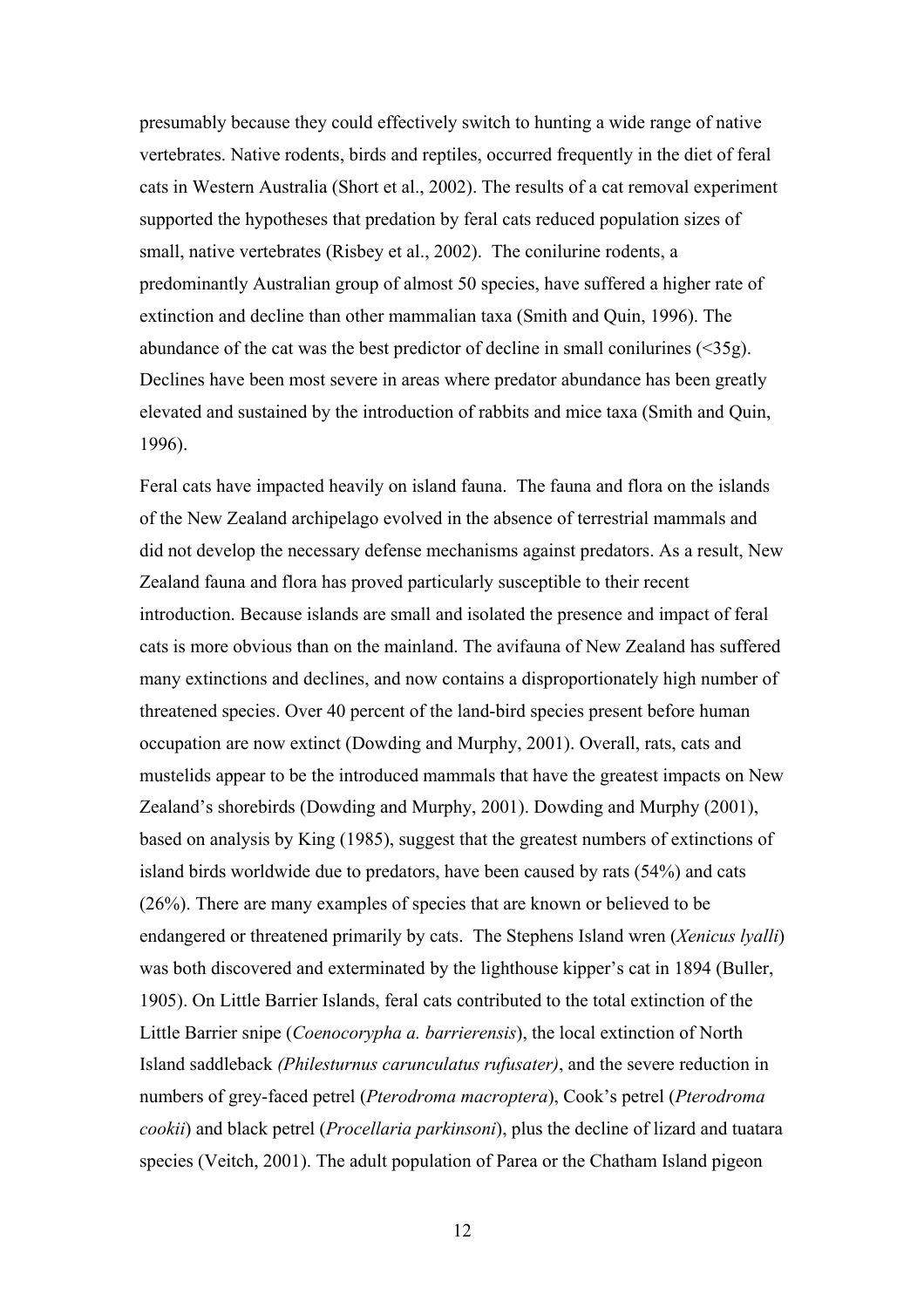presumably because they could effectively switch to hunting a wide range of native vertebrates. Native rodents, birds and reptiles, occurred frequently in the diet of feral cats in Western Australia (Short et al., 2002). The results of a cat removal experiment supported the hypotheses that predation by feral cats reduced population sizes of small, native vertebrates (Risbey et al., 2002). The conilurine rodents, a predominantly Australian group of almost 50 species, have suffered a higher rate of extinction and decline than other mammalian taxa (Smith and Quin, 1996). The abundance of the cat was the best predictor of decline in small conilurines (<35g). Declines have been most severe in areas where predator abundance has been greatly elevated and sustained by the introduction of rabbits and mice taxa (Smith and Quin, 1996).

Feral cats have impacted heavily on island fauna. The fauna and flora on the islands of the New Zealand archipelago evolved in the absence of terrestrial mammals and did not develop the necessary defense mechanisms against predators. As a result, New Zealand fauna and flora has proved particularly susceptible to their recent introduction. Because islands are small and isolated the presence and impact of feral cats is more obvious than on the mainland. The avifauna of New Zealand has suffered many extinctions and declines, and now contains a disproportionately high number of threatened species. Over 40 percent of the land-bird species present before human occupation are now extinct (Dowding and Murphy, 2001). Overall, rats, cats and mustelids appear to be the introduced mammals that have the greatest impacts on New Zealand's shorebirds (Dowding and Murphy, 2001). Dowding and Murphy (2001), based on analysis by King (1985), suggest that the greatest numbers of extinctions of island birds worldwide due to predators, have been caused by rats (54%) and cats (26%). There are many examples of species that are known or believed to be endangered or threatened primarily by cats. The Stephens Island wren (*Xenicus lyalli*) was both discovered and exterminated by the lighthouse kipper's cat in 1894 (Buller, 1905). On Little Barrier Islands, feral cats contributed to the total extinction of the Little Barrier snipe (*Coenocorypha a. barrierensis*), the local extinction of North Island saddleback *(Philesturnus carunculatus rufusater)*, and the severe reduction in numbers of grey-faced petrel (*Pterodroma macroptera*), Cook's petrel (*Pterodroma cookii*) and black petrel (*Procellaria parkinsoni*), plus the decline of lizard and tuatara species (Veitch, 2001). The adult population of Parea or the Chatham Island pigeon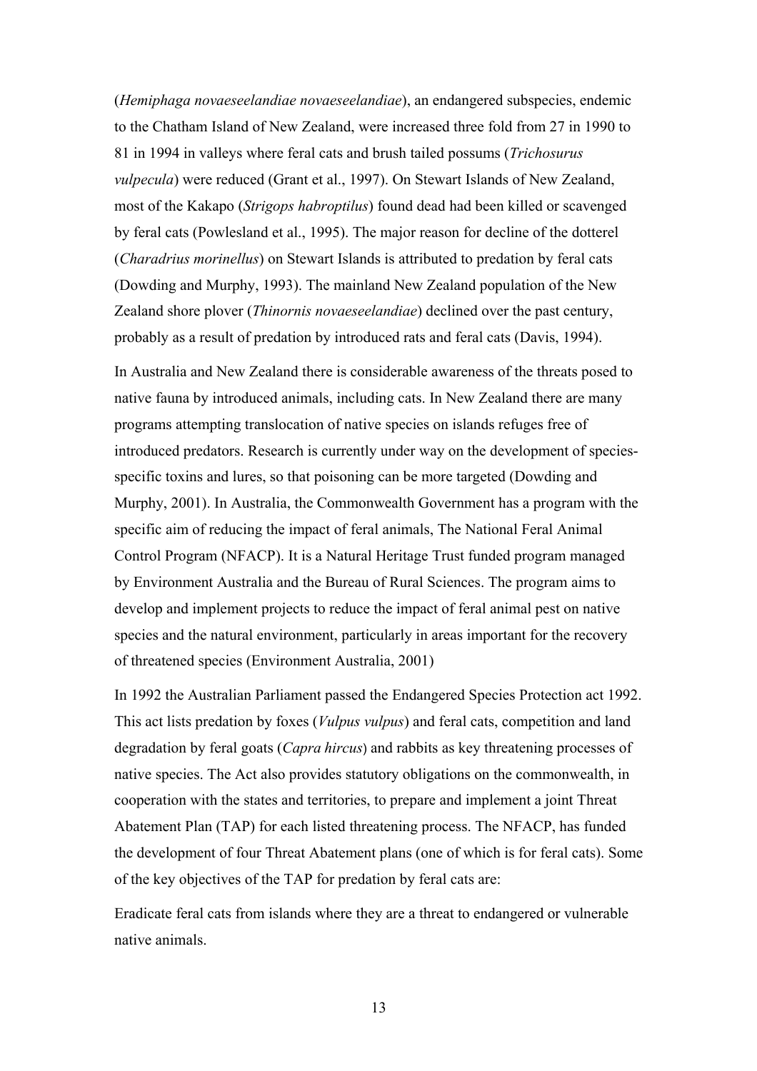(*Hemiphaga novaeseelandiae novaeseelandiae*), an endangered subspecies, endemic to the Chatham Island of New Zealand, were increased three fold from 27 in 1990 to 81 in 1994 in valleys where feral cats and brush tailed possums (*Trichosurus vulpecula*) were reduced (Grant et al., 1997). On Stewart Islands of New Zealand, most of the Kakapo (*Strigops habroptilus*) found dead had been killed or scavenged by feral cats (Powlesland et al., 1995). The major reason for decline of the dotterel (*Charadrius morinellus*) on Stewart Islands is attributed to predation by feral cats (Dowding and Murphy, 1993). The mainland New Zealand population of the New Zealand shore plover (*Thinornis novaeseelandiae*) declined over the past century, probably as a result of predation by introduced rats and feral cats (Davis, 1994).

In Australia and New Zealand there is considerable awareness of the threats posed to native fauna by introduced animals, including cats. In New Zealand there are many programs attempting translocation of native species on islands refuges free of introduced predators. Research is currently under way on the development of species-specific toxins and lures, so that poisoning can be more targeted (Dowding and Murphy, 2001). In Australia, the Commonwealth Government has a program with the specific aim of reducing the impact of feral animals, The National Feral Animal Control Program (NFACP). It is a Natural Heritage Trust funded program managed by Environment Australia and the Bureau of Rural Sciences. The program aims to develop and implement projects to reduce the impact of feral animal pest on native species and the natural environment, particularly in areas important for the recovery of threatened species (Environment Australia, 2001)

In 1992 the Australian Parliament passed the Endangered Species Protection act 1992. This act lists predation by foxes (*Vulpus vulpus*) and feral cats, competition and land degradation by feral goats (*Capra hircus*) and rabbits as key threatening processes of native species. The Act also provides statutory obligations on the commonwealth, in cooperation with the states and territories, to prepare and implement a joint Threat Abatement Plan (TAP) for each listed threatening process. The NFACP, has funded the development of four Threat Abatement plans (one of which is for feral cats). Some of the key objectives of the TAP for predation by feral cats are:

Eradicate feral cats from islands where they are a threat to endangered or vulnerable native animals.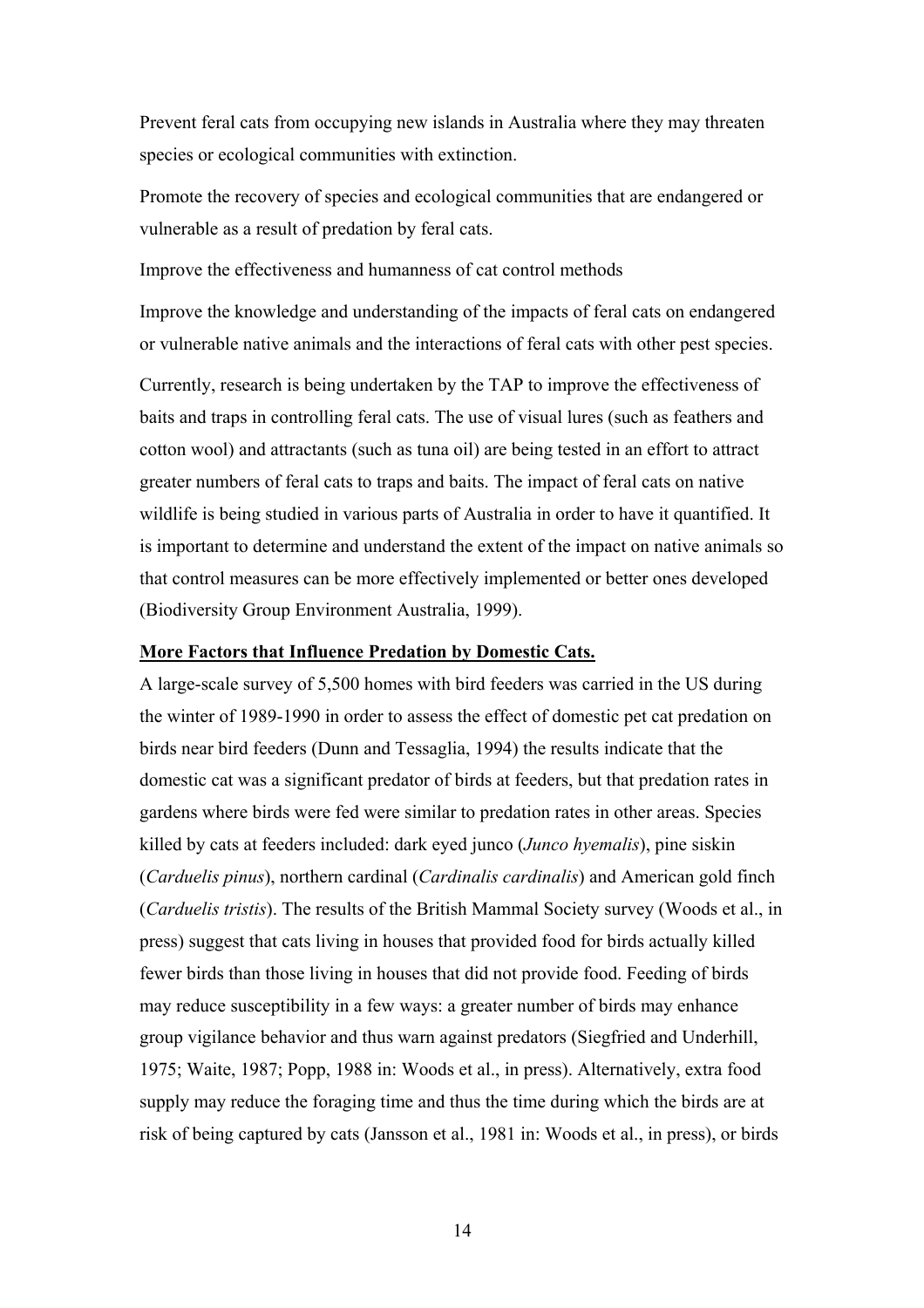Prevent feral cats from occupying new islands in Australia where they may threaten species or ecological communities with extinction.

Promote the recovery of species and ecological communities that are endangered or vulnerable as a result of predation by feral cats.

Improve the effectiveness and humanness of cat control methods

Improve the knowledge and understanding of the impacts of feral cats on endangered or vulnerable native animals and the interactions of feral cats with other pest species.

Currently, research is being undertaken by the TAP to improve the effectiveness of baits and traps in controlling feral cats. The use of visual lures (such as feathers and cotton wool) and attractants (such as tuna oil) are being tested in an effort to attract greater numbers of feral cats to traps and baits. The impact of feral cats on native wildlife is being studied in various parts of Australia in order to have it quantified. It is important to determine and understand the extent of the impact on native animals so that control measures can be more effectively implemented or better ones developed (Biodiversity Group Environment Australia, 1999).

**More Factors that Influence Predation by Domestic Cats.**

A large-scale survey of 5,500 homes with bird feeders was carried in the US during the winter of 1989-1990 in order to assess the effect of domestic pet cat predation on birds near bird feeders (Dunn and Tessaglia, 1994) the results indicate that the domestic cat was a significant predator of birds at feeders, but that predation rates in gardens where birds were fed were similar to predation rates in other areas. Species killed by cats at feeders included: dark eyed junco (*Junco hyemalis*), pine siskin (*Carduelis pinus*), northern cardinal (*Cardinalis cardinalis*) and American gold finch (*Carduelis tristis*). The results of the British Mammal Society survey (Woods et al., in press) suggest that cats living in houses that provided food for birds actually killed fewer birds than those living in houses that did not provide food. Feeding of birds may reduce susceptibility in a few ways: a greater number of birds may enhance group vigilance behavior and thus warn against predators (Siegfried and Underhill, 1975; Waite, 1987; Popp, 1988 in: Woods et al., in press). Alternatively, extra food supply may reduce the foraging time and thus the time during which the birds are at risk of being captured by cats (Jansson et al., 1981 in: Woods et al., in press), or birds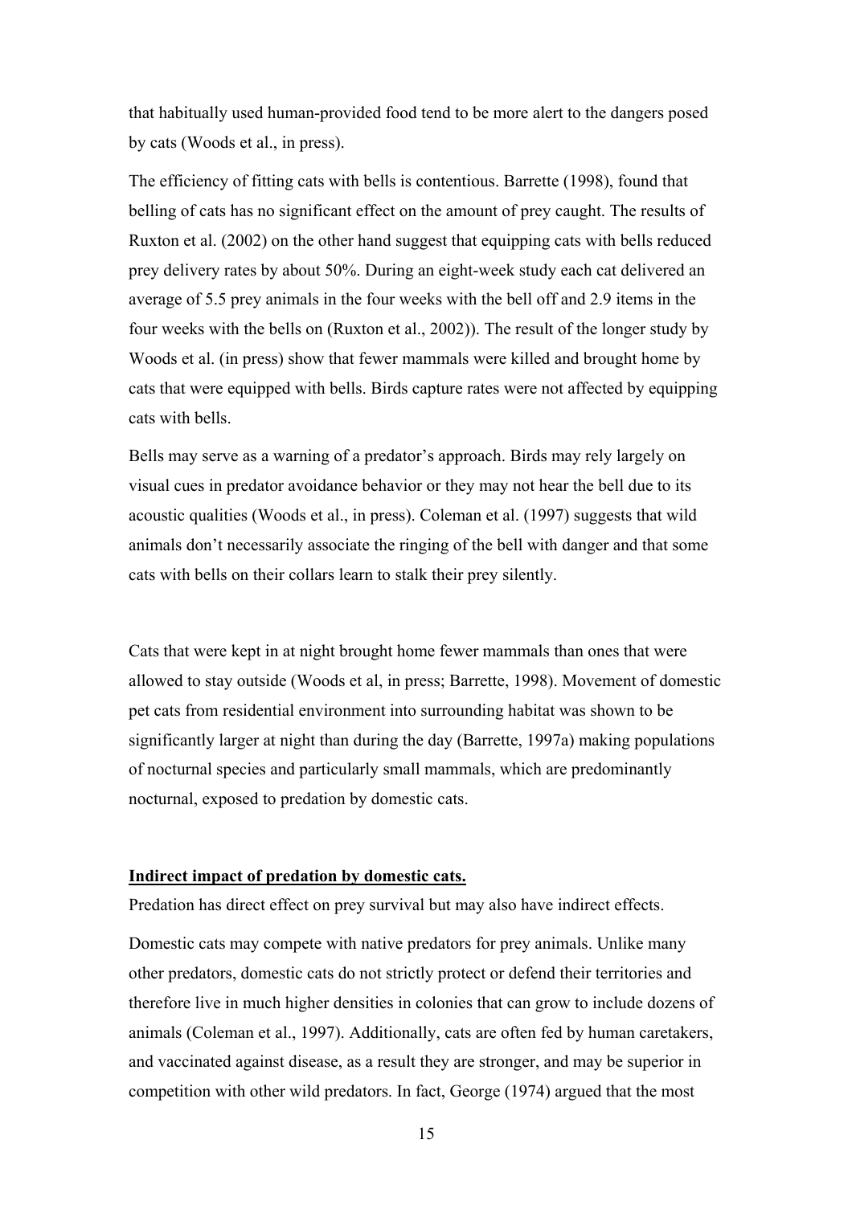that habitually used human-provided food tend to be more alert to the dangers posed by cats (Woods et al., in press).

The efficiency of fitting cats with bells is contentious. Barrette (1998), found that belling of cats has no significant effect on the amount of prey caught. The results of Ruxton et al. (2002) on the other hand suggest that equipping cats with bells reduced prey delivery rates by about 50%. During an eight-week study each cat delivered an average of 5.5 prey animals in the four weeks with the bell off and 2.9 items in the four weeks with the bells on (Ruxton et al., 2002)). The result of the longer study by Woods et al. (in press) show that fewer mammals were killed and brought home by cats that were equipped with bells. Birds capture rates were not affected by equipping cats with bells.

Bells may serve as a warning of a predator's approach. Birds may rely largely on visual cues in predator avoidance behavior or they may not hear the bell due to its acoustic qualities (Woods et al., in press). Coleman et al. (1997) suggests that wild animals don't necessarily associate the ringing of the bell with danger and that some cats with bells on their collars learn to stalk their prey silently.

Cats that were kept in at night brought home fewer mammals than ones that were allowed to stay outside (Woods et al, in press; Barrette, 1998). Movement of domestic pet cats from residential environment into surrounding habitat was shown to be significantly larger at night than during the day (Barrette, 1997a) making populations of nocturnal species and particularly small mammals, which are predominantly nocturnal, exposed to predation by domestic cats.

**Indirect impact of predation by domestic cats.**

Predation has direct effect on prey survival but may also have indirect effects.

Domestic cats may compete with native predators for prey animals. Unlike many other predators, domestic cats do not strictly protect or defend their territories and therefore live in much higher densities in colonies that can grow to include dozens of animals (Coleman et al., 1997). Additionally, cats are often fed by human caretakers, and vaccinated against disease, as a result they are stronger, and may be superior in competition with other wild predators. In fact, George (1974) argued that the most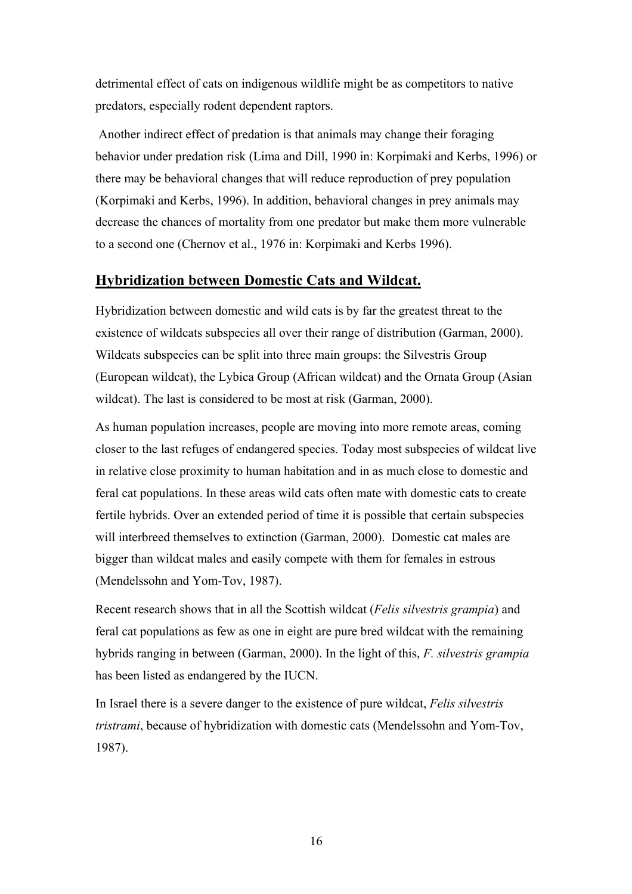detrimental effect of cats on indigenous wildlife might be as competitors to native predators, especially rodent dependent raptors.

Another indirect effect of predation is that animals may change their foraging behavior under predation risk (Lima and Dill, 1990 in: Korpimaki and Kerbs, 1996) or there may be behavioral changes that will reduce reproduction of prey population (Korpimaki and Kerbs, 1996). In addition, behavioral changes in prey animals may decrease the chances of mortality from one predator but make them more vulnerable to a second one (Chernov et al., 1976 in: Korpimaki and Kerbs 1996).

## Hybridization between Domestic Cats and Wildcat.

Hybridization between domestic and wild cats is by far the greatest threat to the existence of wildcats subspecies all over their range of distribution (Garman, 2000). Wildcats subspecies can be split into three main groups: the Silvestris Group (European wildcat), the Lybica Group (African wildcat) and the Ornata Group (Asian wildcat). The last is considered to be most at risk (Garman, 2000).

As human population increases, people are moving into more remote areas, coming closer to the last refuges of endangered species. Today most subspecies of wildcat live in relative close proximity to human habitation and in as much close to domestic and feral cat populations. In these areas wild cats often mate with domestic cats to create fertile hybrids. Over an extended period of time it is possible that certain subspecies will interbreed themselves to extinction (Garman, 2000). Domestic cat males are bigger than wildcat males and easily compete with them for females in estrous (Mendelssohn and Yom-Tov, 1987).

Recent research shows that in all the Scottish wildcat (*Felis silvestris grampia*) and feral cat populations as few as one in eight are pure bred wildcat with the remaining hybrids ranging in between (Garman, 2000). In the light of this, *F. silvestris grampia* has been listed as endangered by the IUCN.

In Israel there is a severe danger to the existence of pure wildcat, *Felis silvestris tristrami*, because of hybridization with domestic cats (Mendelssohn and Yom-Tov, 1987).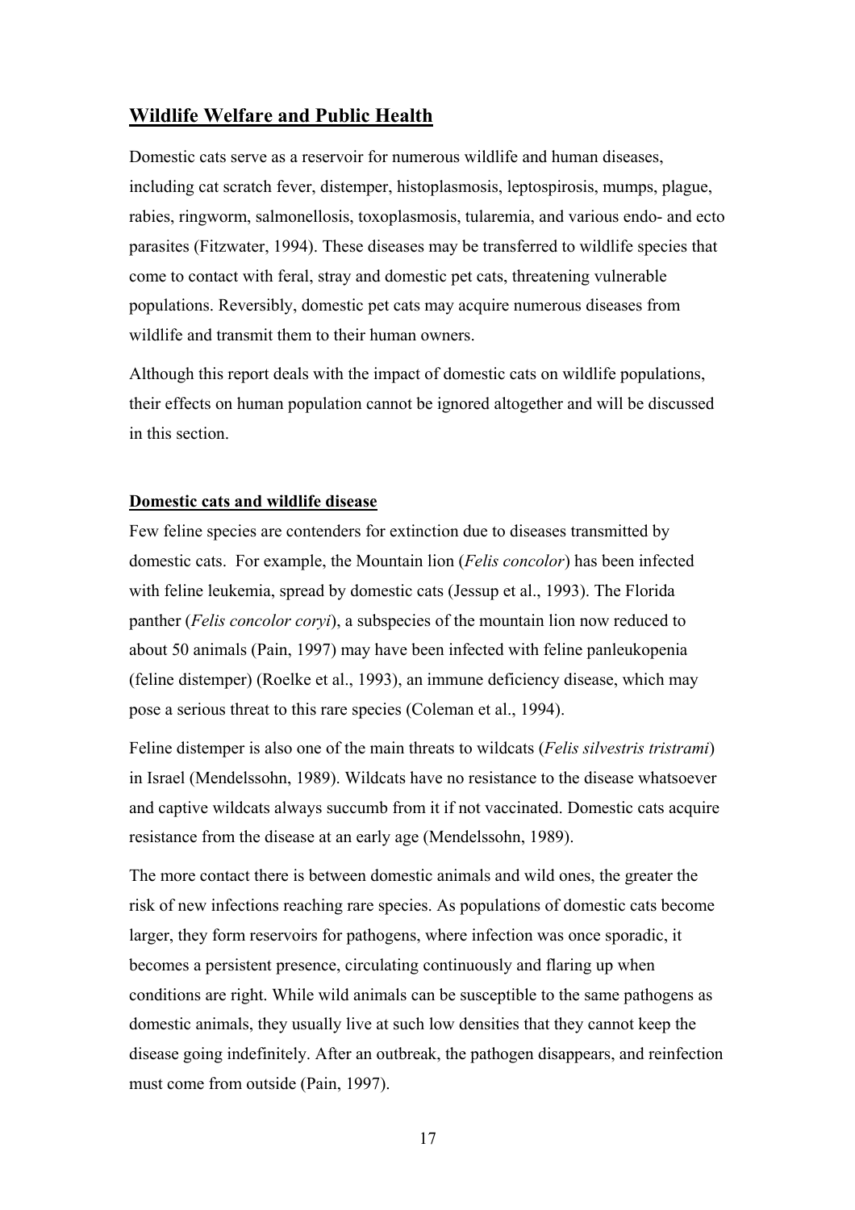## Wildlife Welfare and Public Health

Domestic cats serve as a reservoir for numerous wildlife and human diseases, including cat scratch fever, distemper, histoplasmosis, leptospirosis, mumps, plague, rabies, ringworm, salmonellosis, toxoplasmosis, tularemia, and various endo- and ecto parasites (Fitzwater, 1994). These diseases may be transferred to wildlife species that come to contact with feral, stray and domestic pet cats, threatening vulnerable populations. Reversibly, domestic pet cats may acquire numerous diseases from wildlife and transmit them to their human owners.

Although this report deals with the impact of domestic cats on wildlife populations, their effects on human population cannot be ignored altogether and will be discussed in this section.

### Domestic cats and wildlife disease

Few feline species are contenders for extinction due to diseases transmitted by domestic cats. For example, the Mountain lion (*Felis concolor*) has been infected with feline leukemia, spread by domestic cats (Jessup et al., 1993). The Florida panther (*Felis concolor coryi*), a subspecies of the mountain lion now reduced to about 50 animals (Pain, 1997) may have been infected with feline panleukopenia (feline distemper) (Roelke et al., 1993), an immune deficiency disease, which may pose a serious threat to this rare species (Coleman et al., 1994).

Feline distemper is also one of the main threats to wildcats (*Felis silvestris tristrami*) in Israel (Mendelssohn, 1989). Wildcats have no resistance to the disease whatsoever and captive wildcats always succumb from it if not vaccinated. Domestic cats acquire resistance from the disease at an early age (Mendelssohn, 1989).

The more contact there is between domestic animals and wild ones, the greater the risk of new infections reaching rare species. As populations of domestic cats become larger, they form reservoirs for pathogens, where infection was once sporadic, it becomes a persistent presence, circulating continuously and flaring up when conditions are right. While wild animals can be susceptible to the same pathogens as domestic animals, they usually live at such low densities that they cannot keep the disease going indefinitely. After an outbreak, the pathogen disappears, and reinfection must come from outside (Pain, 1997).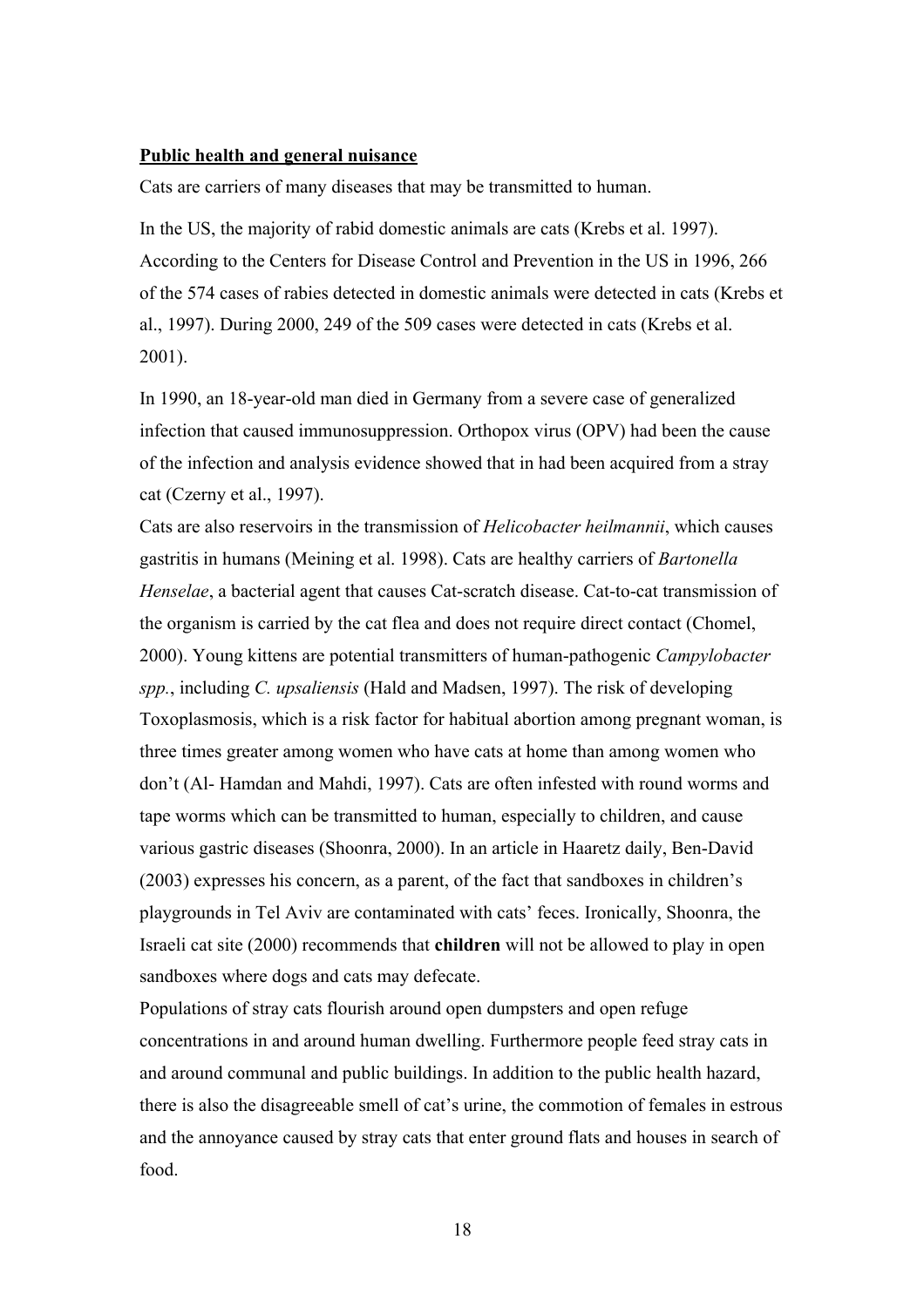**Public health and general nuisance**

Cats are carriers of many diseases that may be transmitted to human.

In the US, the majority of rabid domestic animals are cats (Krebs et al. 1997). According to the Centers for Disease Control and Prevention in the US in 1996, 266 of the 574 cases of rabies detected in domestic animals were detected in cats (Krebs et al., 1997). During 2000, 249 of the 509 cases were detected in cats (Krebs et al. 2001).

In 1990, an 18-year-old man died in Germany from a severe case of generalized infection that caused immunosuppression. Orthopox virus (OPV) had been the cause of the infection and analysis evidence showed that in had been acquired from a stray cat (Czerny et al., 1997).

Cats are also reservoirs in the transmission of *Helicobacter heilmannii*, which causes gastritis in humans (Meining et al. 1998). Cats are healthy carriers of *Bartonella Henselae*, a bacterial agent that causes Cat-scratch disease. Cat-to-cat transmission of the organism is carried by the cat flea and does not require direct contact (Chomel, 2000). Young kittens are potential transmitters of human-pathogenic *Campylobacter spp.*, including *C. upsaliensis* (Hald and Madsen, 1997). The risk of developing Toxoplasmosis, which is a risk factor for habitual abortion among pregnant woman, is three times greater among women who have cats at home than among women who don't (Al- Hamdan and Mahdi, 1997). Cats are often infested with round worms and tape worms which can be transmitted to human, especially to children, and cause various gastric diseases (Shoonra, 2000). In an article in Haaretz daily, Ben-David (2003) expresses his concern, as a parent, of the fact that sandboxes in children's playgrounds in Tel Aviv are contaminated with cats' feces. Ironically, Shoonra, the Israeli cat site (2000) recommends that **children** will not be allowed to play in open sandboxes where dogs and cats may defecate.

Populations of stray cats flourish around open dumpsters and open refuge concentrations in and around human dwelling. Furthermore people feed stray cats in and around communal and public buildings. In addition to the public health hazard, there is also the disagreeable smell of cat's urine, the commotion of females in estrous and the annoyance caused by stray cats that enter ground flats and houses in search of food.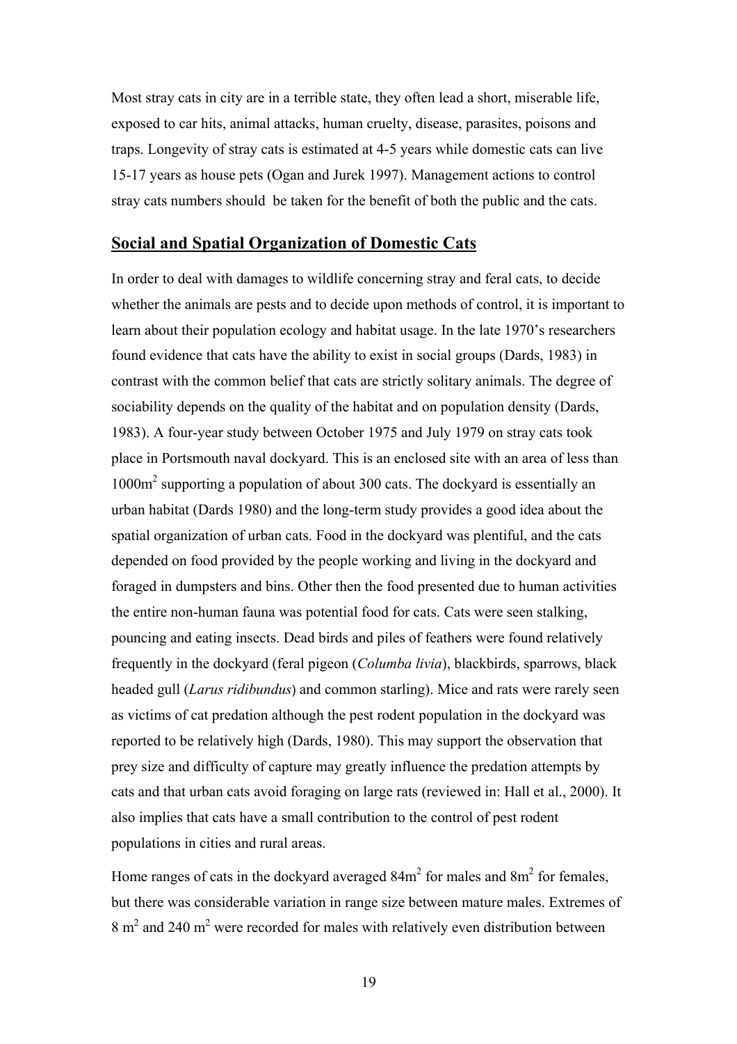Most stray cats in city are in a terrible state, they often lead a short, miserable life, exposed to car hits, animal attacks, human cruelty, disease, parasites, poisons and traps. Longevity of stray cats is estimated at 4-5 years while domestic cats can live 15-17 years as house pets (Ogan and Jurek 1997). Management actions to control stray cats numbers should be taken for the benefit of both the public and the cats.

## Social and Spatial Organization of Domestic Cats

In order to deal with damages to wildlife concerning stray and feral cats, to decide whether the animals are pests and to decide upon methods of control, it is important to learn about their population ecology and habitat usage. In the late 1970's researchers found evidence that cats have the ability to exist in social groups (Dards, 1983) in contrast with the common belief that cats are strictly solitary animals. The degree of sociability depends on the quality of the habitat and on population density (Dards, 1983). A four-year study between October 1975 and July 1979 on stray cats took place in Portsmouth naval dockyard. This is an enclosed site with an area of less than $1000m^2$ supporting a population of about 300 cats. The dockyard is essentially an urban habitat (Dards 1980) and the long-term study provides a good idea about the spatial organization of urban cats. Food in the dockyard was plentiful, and the cats depended on food provided by the people working and living in the dockyard and foraged in dumpsters and bins. Other then the food presented due to human activities the entire non-human fauna was potential food for cats. Cats were seen stalking, pouncing and eating insects. Dead birds and piles of feathers were found relatively frequently in the dockyard (feral pigeon (*Columba livia*), blackbirds, sparrows, black headed gull (*Larus ridibundus*) and common starling). Mice and rats were rarely seen as victims of cat predation although the pest rodent population in the dockyard was reported to be relatively high (Dards, 1980). This may support the observation that prey size and difficulty of capture may greatly influence the predation attempts by cats and that urban cats avoid foraging on large rats (reviewed in: Hall et al., 2000). It also implies that cats have a small contribution to the control of pest rodent populations in cities and rural areas.

Home ranges of cats in the dockyard averaged $84m^2$ for males and $8m^2$ for females, but there was considerable variation in range size between mature males. Extremes of $8\ m^2$ and $240\ m^2$ were recorded for males with relatively even distribution between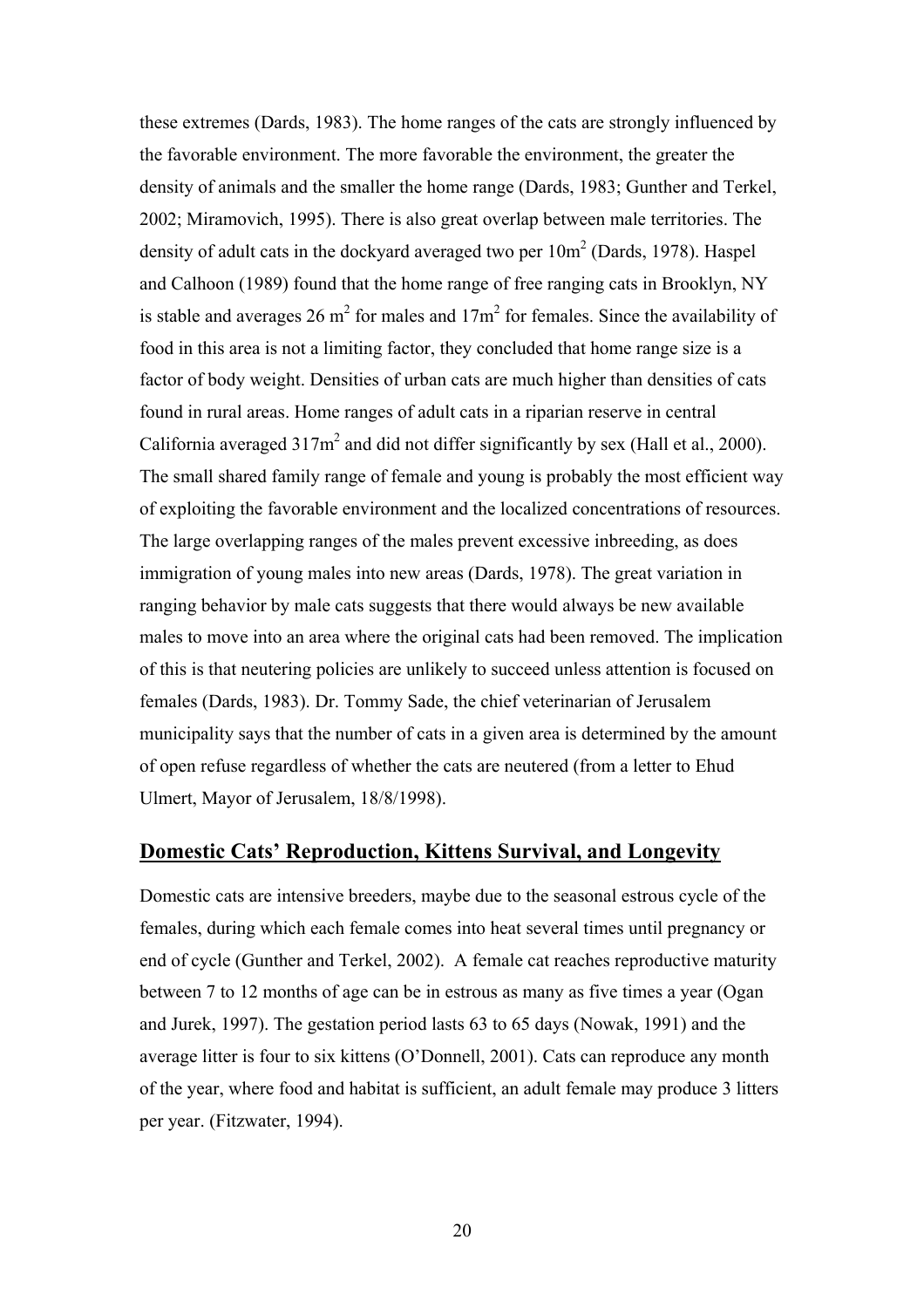these extremes (Dards, 1983). The home ranges of the cats are strongly influenced by the favorable environment. The more favorable the environment, the greater the density of animals and the smaller the home range (Dards, 1983; Gunther and Terkel, 2002; Miramovich, 1995). There is also great overlap between male territories. The density of adult cats in the dockyard averaged two per $10m^2$ (Dards, 1978). Haspel and Calhoon (1989) found that the home range of free ranging cats in Brooklyn, NY is stable and averages 26 $m^2$ for males and $17m^2$ for females. Since the availability of food in this area is not a limiting factor, they concluded that home range size is a factor of body weight. Densities of urban cats are much higher than densities of cats found in rural areas. Home ranges of adult cats in a riparian reserve in central California averaged $317m^2$ and did not differ significantly by sex (Hall et al., 2000). The small shared family range of female and young is probably the most efficient way of exploiting the favorable environment and the localized concentrations of resources. The large overlapping ranges of the males prevent excessive inbreeding, as does immigration of young males into new areas (Dards, 1978). The great variation in ranging behavior by male cats suggests that there would always be new available males to move into an area where the original cats had been removed. The implication of this is that neutering policies are unlikely to succeed unless attention is focused on females (Dards, 1983). Dr. Tommy Sade, the chief veterinarian of Jerusalem municipality says that the number of cats in a given area is determined by the amount of open refuse regardless of whether the cats are neutered (from a letter to Ehud Ulmert, Mayor of Jerusalem, 18/8/1998).

## Domestic Cats' Reproduction, Kittens Survival, and Longevity

Domestic cats are intensive breeders, maybe due to the seasonal estrous cycle of the females, during which each female comes into heat several times until pregnancy or end of cycle (Gunther and Terkel, 2002). A female cat reaches reproductive maturity between 7 to 12 months of age can be in estrous as many as five times a year (Ogan and Jurek, 1997). The gestation period lasts 63 to 65 days (Nowak, 1991) and the average litter is four to six kittens (O'Donnell, 2001). Cats can reproduce any month of the year, where food and habitat is sufficient, an adult female may produce 3 litters per year. (Fitzwater, 1994).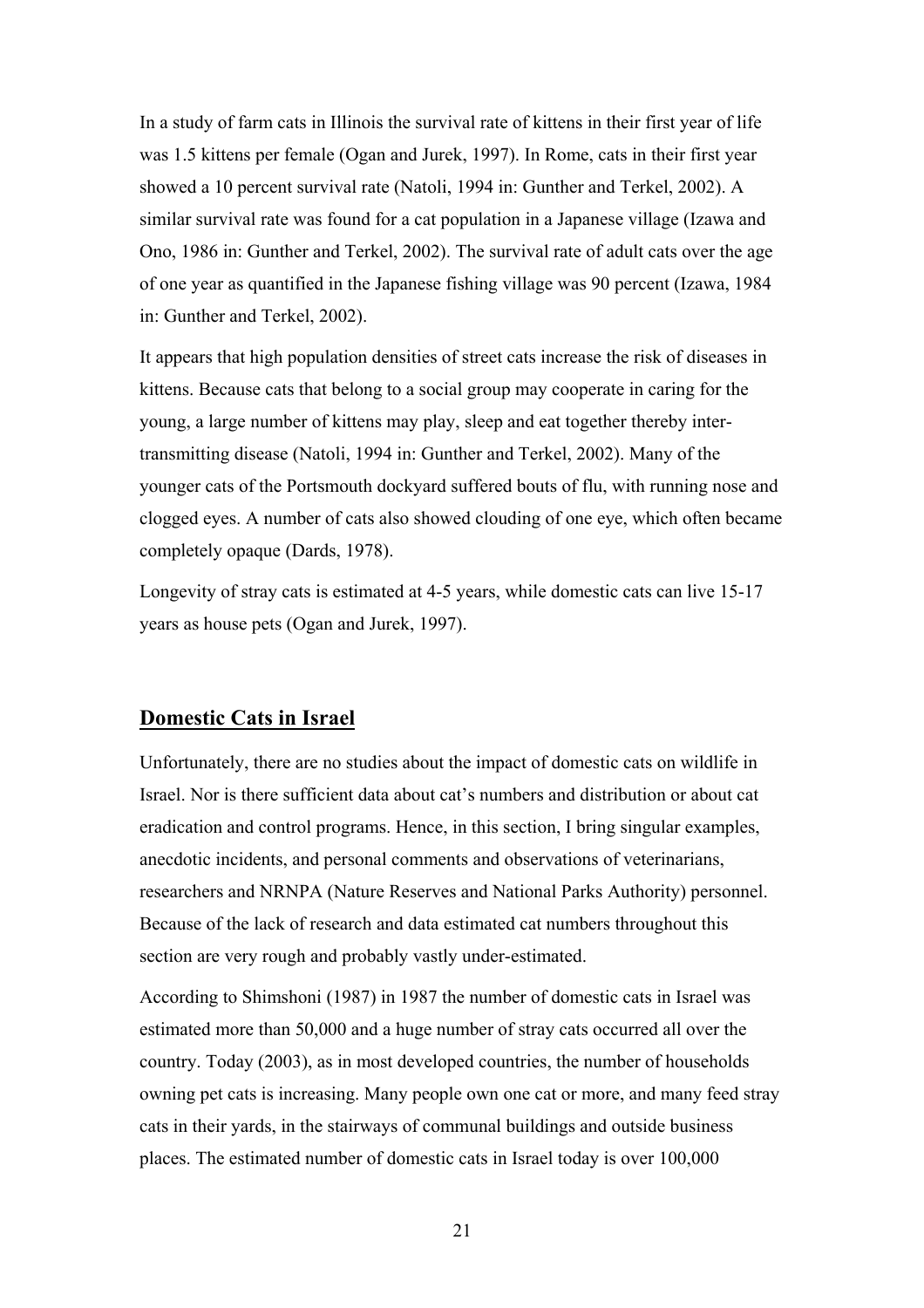In a study of farm cats in Illinois the survival rate of kittens in their first year of life was 1.5 kittens per female (Ogan and Jurek, 1997). In Rome, cats in their first year showed a 10 percent survival rate (Natoli, 1994 in: Gunther and Terkel, 2002). A similar survival rate was found for a cat population in a Japanese village (Izawa and Ono, 1986 in: Gunther and Terkel, 2002). The survival rate of adult cats over the age of one year as quantified in the Japanese fishing village was 90 percent (Izawa, 1984 in: Gunther and Terkel, 2002).

It appears that high population densities of street cats increase the risk of diseases in kittens. Because cats that belong to a social group may cooperate in caring for the young, a large number of kittens may play, sleep and eat together thereby inter-transmitting disease (Natoli, 1994 in: Gunther and Terkel, 2002). Many of the younger cats of the Portsmouth dockyard suffered bouts of flu, with running nose and clogged eyes. A number of cats also showed clouding of one eye, which often became completely opaque (Dards, 1978).

Longevity of stray cats is estimated at 4-5 years, while domestic cats can live 15-17 years as house pets (Ogan and Jurek, 1997).

## Domestic Cats in Israel

Unfortunately, there are no studies about the impact of domestic cats on wildlife in Israel. Nor is there sufficient data about cat's numbers and distribution or about cat eradication and control programs. Hence, in this section, I bring singular examples, anecdotic incidents, and personal comments and observations of veterinarians, researchers and NRNPA (Nature Reserves and National Parks Authority) personnel. Because of the lack of research and data estimated cat numbers throughout this section are very rough and probably vastly under-estimated.

According to Shimshoni (1987) in 1987 the number of domestic cats in Israel was estimated more than 50,000 and a huge number of stray cats occurred all over the country. Today (2003), as in most developed countries, the number of households owning pet cats is increasing. Many people own one cat or more, and many feed stray cats in their yards, in the stairways of communal buildings and outside business places. The estimated number of domestic cats in Israel today is over 100,000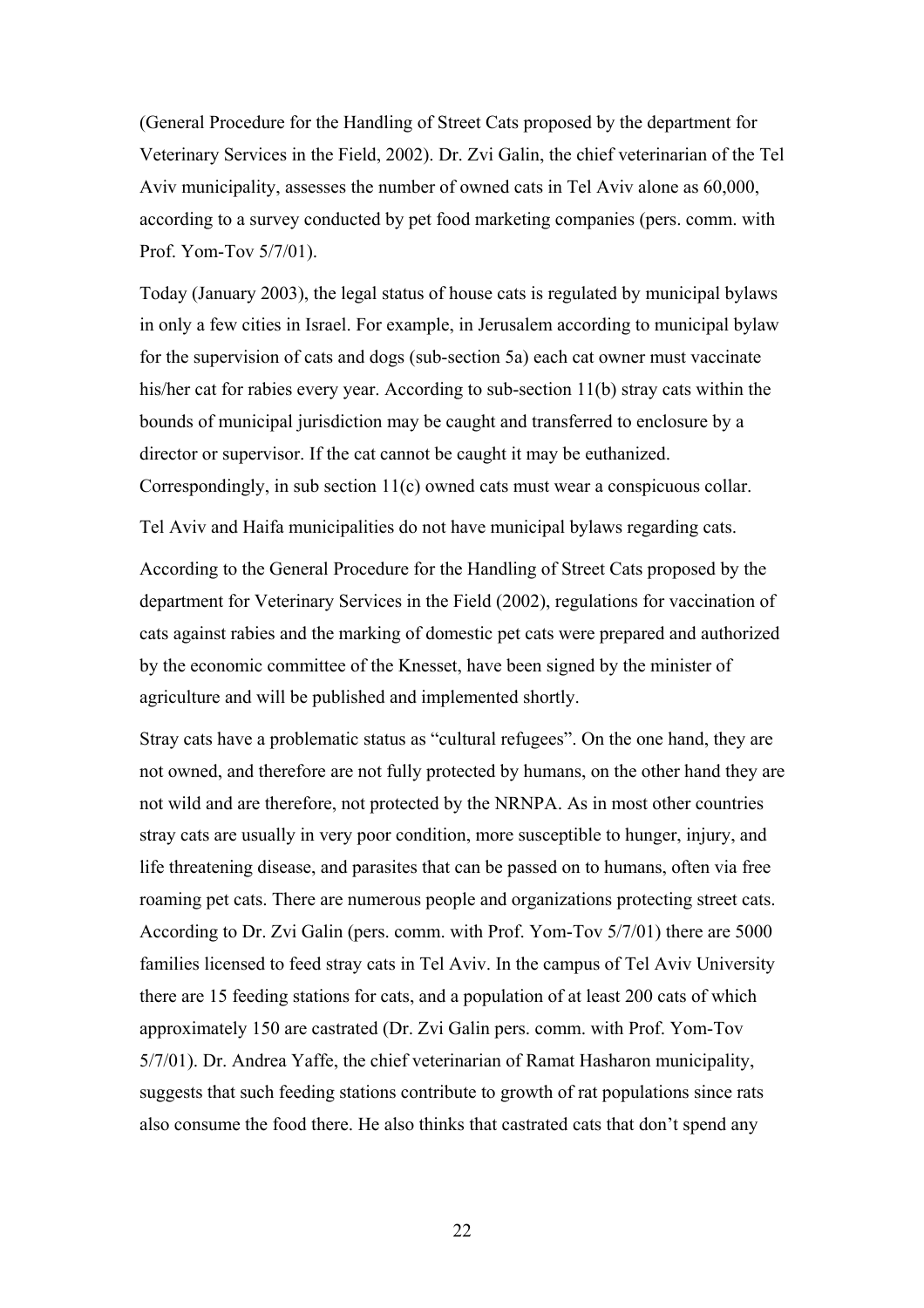(General Procedure for the Handling of Street Cats proposed by the department for Veterinary Services in the Field, 2002). Dr. Zvi Galin, the chief veterinarian of the Tel Aviv municipality, assesses the number of owned cats in Tel Aviv alone as 60,000, according to a survey conducted by pet food marketing companies (pers. comm. with Prof. Yom-Tov 5/7/01).

Today (January 2003), the legal status of house cats is regulated by municipal bylaws in only a few cities in Israel. For example, in Jerusalem according to municipal bylaw for the supervision of cats and dogs (sub-section 5a) each cat owner must vaccinate his/her cat for rabies every year. According to sub-section 11(b) stray cats within the bounds of municipal jurisdiction may be caught and transferred to enclosure by a director or supervisor. If the cat cannot be caught it may be euthanized. Correspondingly, in sub section 11(c) owned cats must wear a conspicuous collar.

Tel Aviv and Haifa municipalities do not have municipal bylaws regarding cats.

According to the General Procedure for the Handling of Street Cats proposed by the department for Veterinary Services in the Field (2002), regulations for vaccination of cats against rabies and the marking of domestic pet cats were prepared and authorized by the economic committee of the Knesset, have been signed by the minister of agriculture and will be published and implemented shortly.

Stray cats have a problematic status as "cultural refugees". On the one hand, they are not owned, and therefore are not fully protected by humans, on the other hand they are not wild and are therefore, not protected by the NRNPA. As in most other countries stray cats are usually in very poor condition, more susceptible to hunger, injury, and life threatening disease, and parasites that can be passed on to humans, often via free roaming pet cats. There are numerous people and organizations protecting street cats. According to Dr. Zvi Galin (pers. comm. with Prof. Yom-Tov 5/7/01) there are 5000 families licensed to feed stray cats in Tel Aviv. In the campus of Tel Aviv University there are 15 feeding stations for cats, and a population of at least 200 cats of which approximately 150 are castrated (Dr. Zvi Galin pers. comm. with Prof. Yom-Tov 5/7/01). Dr. Andrea Yaffe, the chief veterinarian of Ramat Hasharon municipality, suggests that such feeding stations contribute to growth of rat populations since rats also consume the food there. He also thinks that castrated cats that don't spend any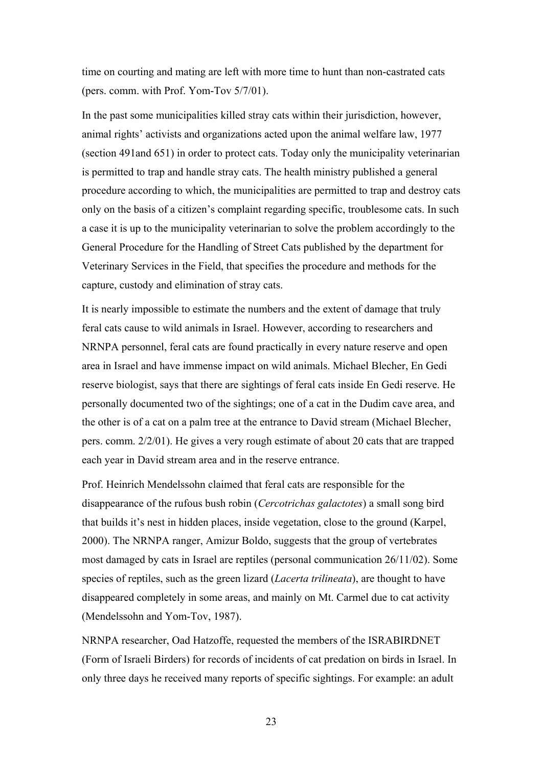time on courting and mating are left with more time to hunt than non-castrated cats (pers. comm. with Prof. Yom-Tov 5/7/01).

In the past some municipalities killed stray cats within their jurisdiction, however, animal rights' activists and organizations acted upon the animal welfare law, 1977 (section 491and 651) in order to protect cats. Today only the municipality veterinarian is permitted to trap and handle stray cats. The health ministry published a general procedure according to which, the municipalities are permitted to trap and destroy cats only on the basis of a citizen's complaint regarding specific, troublesome cats. In such a case it is up to the municipality veterinarian to solve the problem accordingly to the General Procedure for the Handling of Street Cats published by the department for Veterinary Services in the Field, that specifies the procedure and methods for the capture, custody and elimination of stray cats.

It is nearly impossible to estimate the numbers and the extent of damage that truly feral cats cause to wild animals in Israel. However, according to researchers and NRNPA personnel, feral cats are found practically in every nature reserve and open area in Israel and have immense impact on wild animals. Michael Blecher, En Gedi reserve biologist, says that there are sightings of feral cats inside En Gedi reserve. He personally documented two of the sightings; one of a cat in the Dudim cave area, and the other is of a cat on a palm tree at the entrance to David stream (Michael Blecher, pers. comm. 2/2/01). He gives a very rough estimate of about 20 cats that are trapped each year in David stream area and in the reserve entrance.

Prof. Heinrich Mendelssohn claimed that feral cats are responsible for the disappearance of the rufous bush robin (*Cercotrichas galactotes*) a small song bird that builds it's nest in hidden places, inside vegetation, close to the ground (Karpel, 2000). The NRNPA ranger, Amizur Boldo, suggests that the group of vertebrates most damaged by cats in Israel are reptiles (personal communication 26/11/02). Some species of reptiles, such as the green lizard (*Lacerta trilineata*), are thought to have disappeared completely in some areas, and mainly on Mt. Carmel due to cat activity (Mendelssohn and Yom-Tov, 1987).

NRNPA researcher, Oad Hatzoffe, requested the members of the ISRABIRDNET (Form of Israeli Birders) for records of incidents of cat predation on birds in Israel. In only three days he received many reports of specific sightings. For example: an adult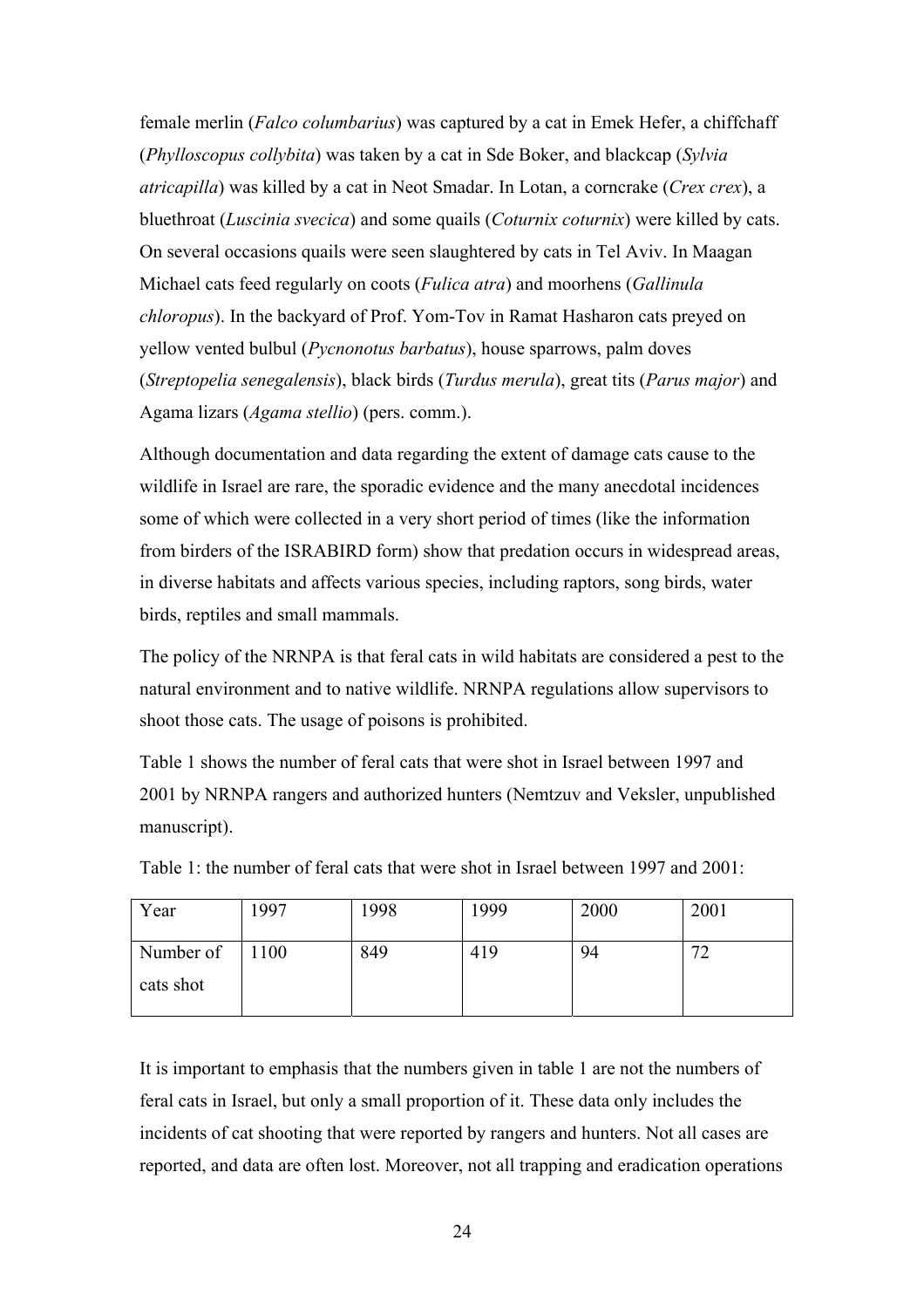female merlin (*Falco columbarius*) was captured by a cat in Emek Hefer, a chiffchaff (*Phylloscopus collybita*) was taken by a cat in Sde Boker, and blackcap (*Sylvia atricapilla*) was killed by a cat in Neot Smadar. In Lotan, a corncrake (*Crex crex*), a bluethroat (*Luscinia svecica*) and some quails (*Coturnix coturnix*) were killed by cats. On several occasions quails were seen slaughtered by cats in Tel Aviv. In Maagan Michael cats feed regularly on coots (*Fulica atra*) and moorhens (*Gallinula chloropus*). In the backyard of Prof. Yom-Tov in Ramat Hasharon cats preyed on yellow vented bulbul (*Pycnonotus barbatus*), house sparrows, palm doves (*Streptopelia senegalensis*), black birds (*Turdus merula*), great tits (*Parus major*) and Agama lizars (*Agama stellio*) (pers. comm.).

Although documentation and data regarding the extent of damage cats cause to the wildlife in Israel are rare, the sporadic evidence and the many anecdotal incidences some of which were collected in a very short period of times (like the information from birders of the ISRABIRD form) show that predation occurs in widespread areas, in diverse habitats and affects various species, including raptors, song birds, water birds, reptiles and small mammals.

The policy of the NRNPA is that feral cats in wild habitats are considered a pest to the natural environment and to native wildlife. NRNPA regulations allow supervisors to shoot those cats. The usage of poisons is prohibited.

Table 1 shows the number of feral cats that were shot in Israel between 1997 and 2001 by NRNPA rangers and authorized hunters (Nemtzuv and Veksler, unpublished manuscript).

Table 1: the number of feral cats that were shot in Israel between 1997 and 2001:

| Year | 1997 | 1998 | 1999 | 2000 | 2001 |
|---|---|---|---|---|---|
| Number of cats shot | 1100 | 849 | 419 | 94 | 72 |

It is important to emphasis that the numbers given in table 1 are not the numbers of feral cats in Israel, but only a small proportion of it. These data only includes the incidents of cat shooting that were reported by rangers and hunters. Not all cases are reported, and data are often lost. Moreover, not all trapping and eradication operations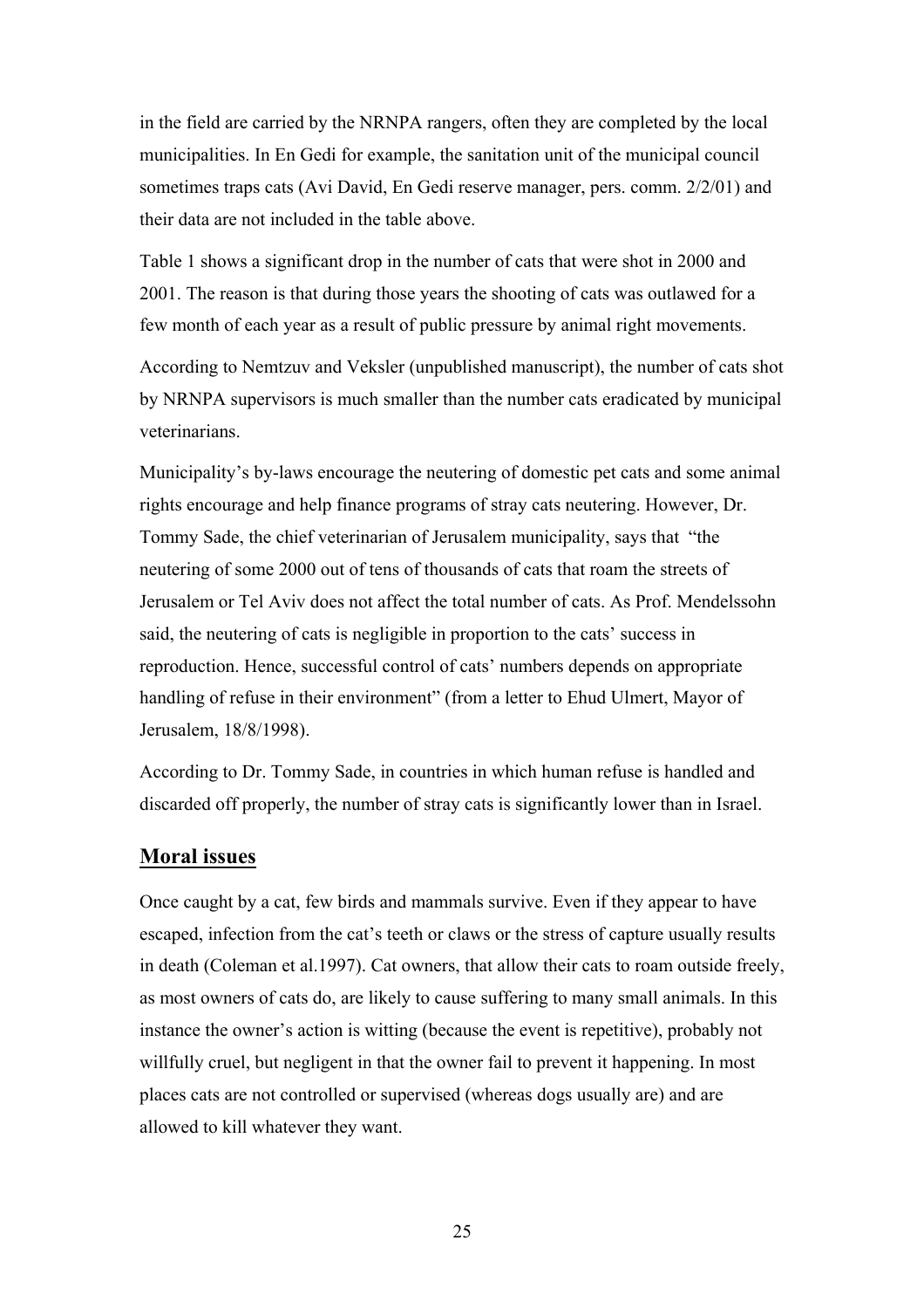in the field are carried by the NRNPA rangers, often they are completed by the local municipalities. In En Gedi for example, the sanitation unit of the municipal council sometimes traps cats (Avi David, En Gedi reserve manager, pers. comm. 2/2/01) and their data are not included in the table above.

Table 1 shows a significant drop in the number of cats that were shot in 2000 and 2001. The reason is that during those years the shooting of cats was outlawed for a few month of each year as a result of public pressure by animal right movements.

According to Nemtzuv and Veksler (unpublished manuscript), the number of cats shot by NRNPA supervisors is much smaller than the number cats eradicated by municipal veterinarians.

Municipality's by-laws encourage the neutering of domestic pet cats and some animal rights encourage and help finance programs of stray cats neutering. However, Dr. Tommy Sade, the chief veterinarian of Jerusalem municipality, says that "the neutering of some 2000 out of tens of thousands of cats that roam the streets of Jerusalem or Tel Aviv does not affect the total number of cats. As Prof. Mendelssohn said, the neutering of cats is negligible in proportion to the cats' success in reproduction. Hence, successful control of cats' numbers depends on appropriate handling of refuse in their environment" (from a letter to Ehud Ulmert, Mayor of Jerusalem, 18/8/1998).

According to Dr. Tommy Sade, in countries in which human refuse is handled and discarded off properly, the number of stray cats is significantly lower than in Israel.

## Moral issues

Once caught by a cat, few birds and mammals survive. Even if they appear to have escaped, infection from the cat's teeth or claws or the stress of capture usually results in death (Coleman et al.1997). Cat owners, that allow their cats to roam outside freely, as most owners of cats do, are likely to cause suffering to many small animals. In this instance the owner's action is witting (because the event is repetitive), probably not willfully cruel, but negligent in that the owner fail to prevent it happening. In most places cats are not controlled or supervised (whereas dogs usually are) and are allowed to kill whatever they want.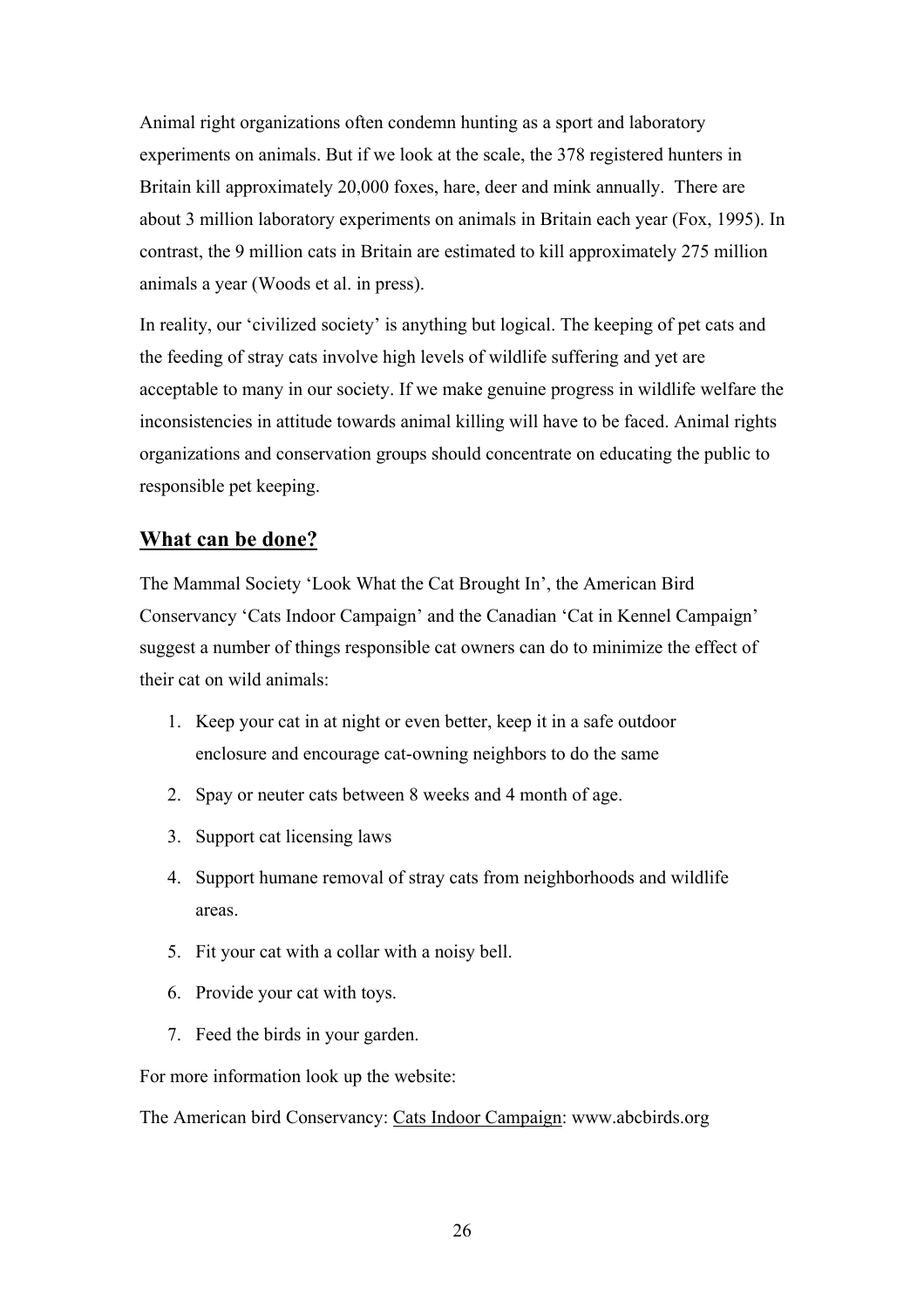Animal right organizations often condemn hunting as a sport and laboratory experiments on animals. But if we look at the scale, the 378 registered hunters in Britain kill approximately 20,000 foxes, hare, deer and mink annually. There are about 3 million laboratory experiments on animals in Britain each year (Fox, 1995). In contrast, the 9 million cats in Britain are estimated to kill approximately 275 million animals a year (Woods et al. in press).

In reality, our 'civilized society' is anything but logical. The keeping of pet cats and the feeding of stray cats involve high levels of wildlife suffering and yet are acceptable to many in our society. If we make genuine progress in wildlife welfare the inconsistencies in attitude towards animal killing will have to be faced. Animal rights organizations and conservation groups should concentrate on educating the public to responsible pet keeping.

## What can be done?

The Mammal Society 'Look What the Cat Brought In', the American Bird Conservancy 'Cats Indoor Campaign' and the Canadian 'Cat in Kennel Campaign' suggest a number of things responsible cat owners can do to minimize the effect of their cat on wild animals:

1. Keep your cat in at night or even better, keep it in a safe outdoor enclosure and encourage cat-owning neighbors to do the same
2. Spay or neuter cats between 8 weeks and 4 month of age.
3. Support cat licensing laws
4. Support humane removal of stray cats from neighborhoods and wildlife areas.
5. Fit your cat with a collar with a noisy bell.
6. Provide your cat with toys.
7. Feed the birds in your garden.

For more information look up the website:

The American bird Conservancy: Cats Indoor Campaign: www.abcbirds.org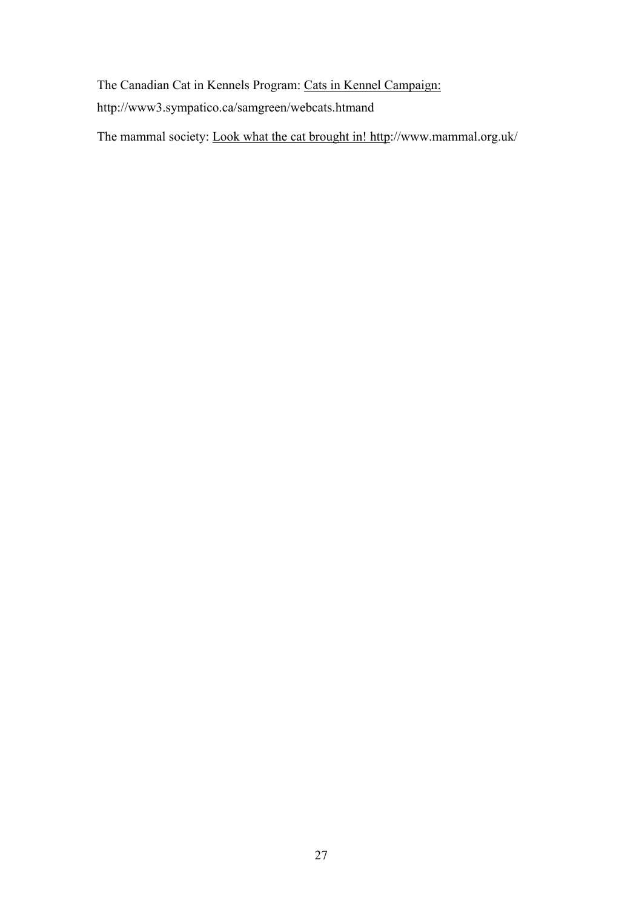The Canadian Cat in Kennels Program: Cats in Kennel Campaign:
http://www3.sympatico.ca/samgreen/webcats.htmand

The mammal society: Look what the cat brought in! http://www.mammal.org.uk/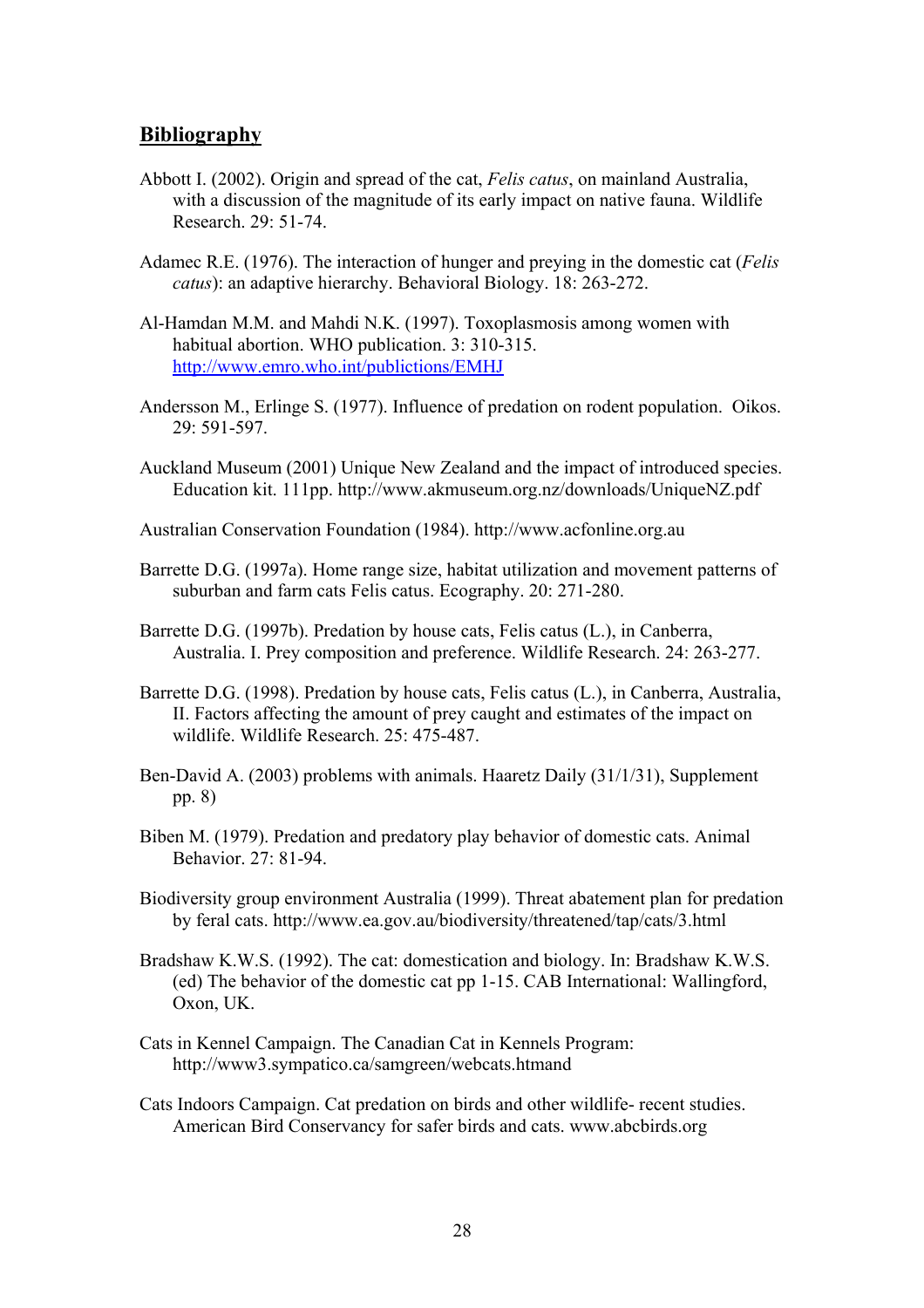## **Bibliography**

Abbott I. (2002). Origin and spread of the cat, *Felis catus*, on mainland Australia, with a discussion of the magnitude of its early impact on native fauna. Wildlife Research. 29: 51-74.

Adamec R.E. (1976). The interaction of hunger and preying in the domestic cat (*Felis catus*): an adaptive hierarchy. Behavioral Biology. 18: 263-272.

Al-Hamdan M.M. and Mahdi N.K. (1997). Toxoplasmosis among women with habitual abortion. WHO publication. 3: 310-315. http://www.emro.who.int/publictions/EMHJ

Andersson M., Erlinge S. (1977). Influence of predation on rodent population. Oikos. 29: 591-597.

Auckland Museum (2001) Unique New Zealand and the impact of introduced species. Education kit. 111pp. http://www.akmuseum.org.nz/downloads/UniqueNZ.pdf

Australian Conservation Foundation (1984). http://www.acfonline.org.au

Barrette D.G. (1997a). Home range size, habitat utilization and movement patterns of suburban and farm cats Felis catus. Ecography. 20: 271-280.

Barrette D.G. (1997b). Predation by house cats, Felis catus (L.), in Canberra, Australia. I. Prey composition and preference. Wildlife Research. 24: 263-277.

Barrette D.G. (1998). Predation by house cats, Felis catus (L.), in Canberra, Australia, II. Factors affecting the amount of prey caught and estimates of the impact on wildlife. Wildlife Research. 25: 475-487.

Ben-David A. (2003) problems with animals. Haaretz Daily (31/1/31), Supplement pp. 8)

Biben M. (1979). Predation and predatory play behavior of domestic cats. Animal Behavior. 27: 81-94.

Biodiversity group environment Australia (1999). Threat abatement plan for predation by feral cats. http://www.ea.gov.au/biodiversity/threatened/tap/cats/3.html

Bradshaw K.W.S. (1992). The cat: domestication and biology. In: Bradshaw K.W.S. (ed) The behavior of the domestic cat pp 1-15. CAB International: Wallingford, Oxon, UK.

Cats in Kennel Campaign. The Canadian Cat in Kennels Program: http://www3.sympatico.ca/samgreen/webcats.htmand

Cats Indoors Campaign. Cat predation on birds and other wildlife- recent studies. American Bird Conservancy for safer birds and cats. www.abcbirds.org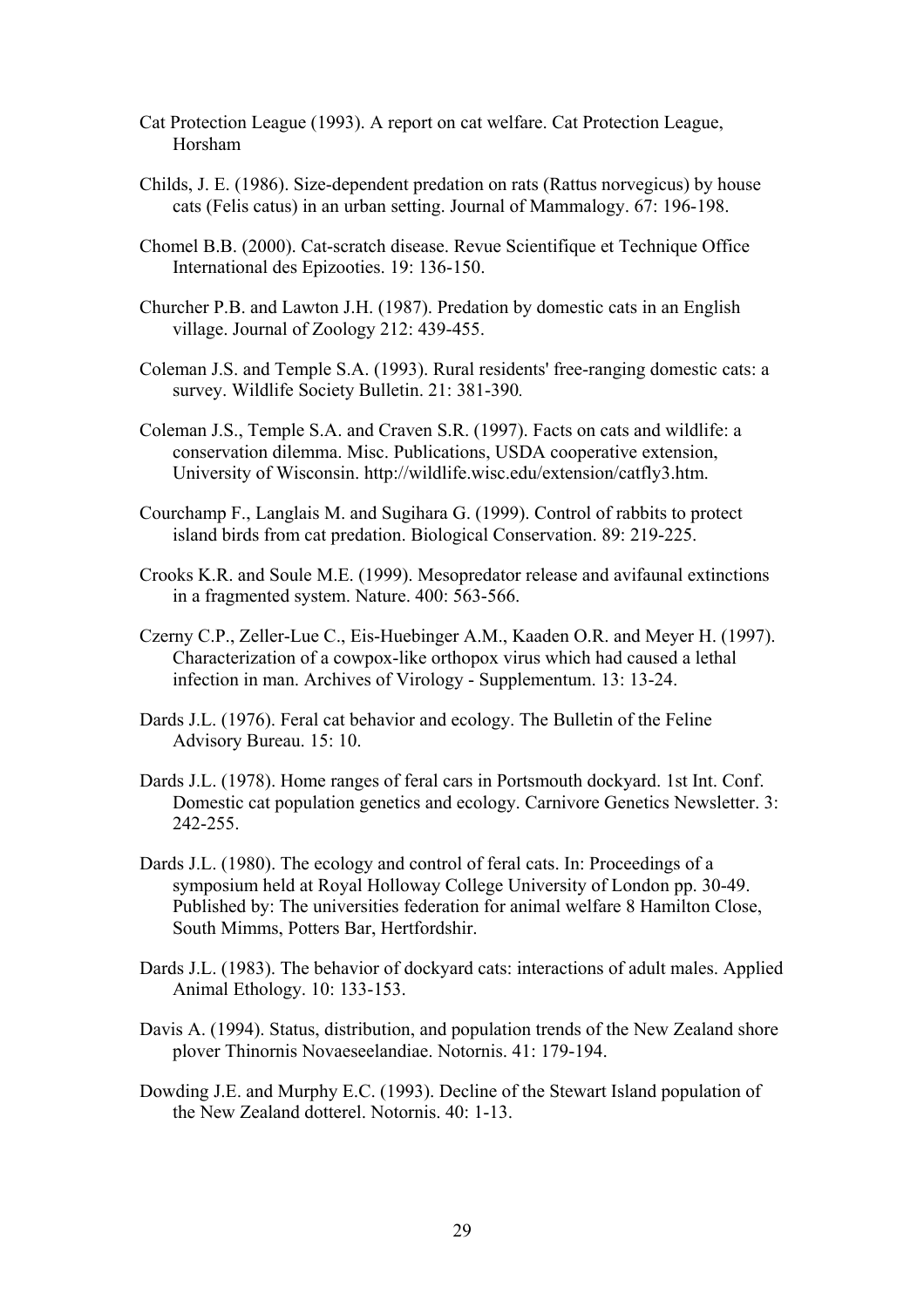Cat Protection League (1993). A report on cat welfare. Cat Protection League, Horsham

Childs, J. E. (1986). Size-dependent predation on rats (Rattus norvegicus) by house cats (Felis catus) in an urban setting. Journal of Mammalogy. 67: 196-198.

Chomel B.B. (2000). Cat-scratch disease. Revue Scientifique et Technique Office International des Epizooties. 19: 136-150.

Churcher P.B. and Lawton J.H. (1987). Predation by domestic cats in an English village. Journal of Zoology 212: 439-455.

Coleman J.S. and Temple S.A. (1993). Rural residents' free-ranging domestic cats: a survey. Wildlife Society Bulletin. 21: 381-390*.*

Coleman J.S., Temple S.A. and Craven S.R. (1997). Facts on cats and wildlife: a conservation dilemma. Misc. Publications, USDA cooperative extension, University of Wisconsin. http://wildlife.wisc.edu/extension/catfly3.htm.

Courchamp F., Langlais M. and Sugihara G. (1999). Control of rabbits to protect island birds from cat predation. Biological Conservation. 89: 219-225.

Crooks K.R. and Soule M.E. (1999). Mesopredator release and avifaunal extinctions in a fragmented system. Nature. 400: 563-566.

Czerny C.P., Zeller-Lue C., Eis-Huebinger A.M., Kaaden O.R. and Meyer H. (1997). Characterization of a cowpox-like orthopox virus which had caused a lethal infection in man. Archives of Virology - Supplementum. 13: 13-24.

Dards J.L. (1976). Feral cat behavior and ecology. The Bulletin of the Feline Advisory Bureau. 15: 10.

Dards J.L. (1978). Home ranges of feral cars in Portsmouth dockyard. 1st Int. Conf. Domestic cat population genetics and ecology. Carnivore Genetics Newsletter. 3: 242-255.

Dards J.L. (1980). The ecology and control of feral cats. In: Proceedings of a symposium held at Royal Holloway College University of London pp. 30-49. Published by: The universities federation for animal welfare 8 Hamilton Close, South Mimms, Potters Bar, Hertfordshir.

Dards J.L. (1983). The behavior of dockyard cats: interactions of adult males. Applied Animal Ethology. 10: 133-153.

Davis A. (1994). Status, distribution, and population trends of the New Zealand shore plover Thinornis Novaeseelandiae. Notornis. 41: 179-194.

Dowding J.E. and Murphy E.C. (1993). Decline of the Stewart Island population of the New Zealand dotterel. Notornis. 40: 1-13.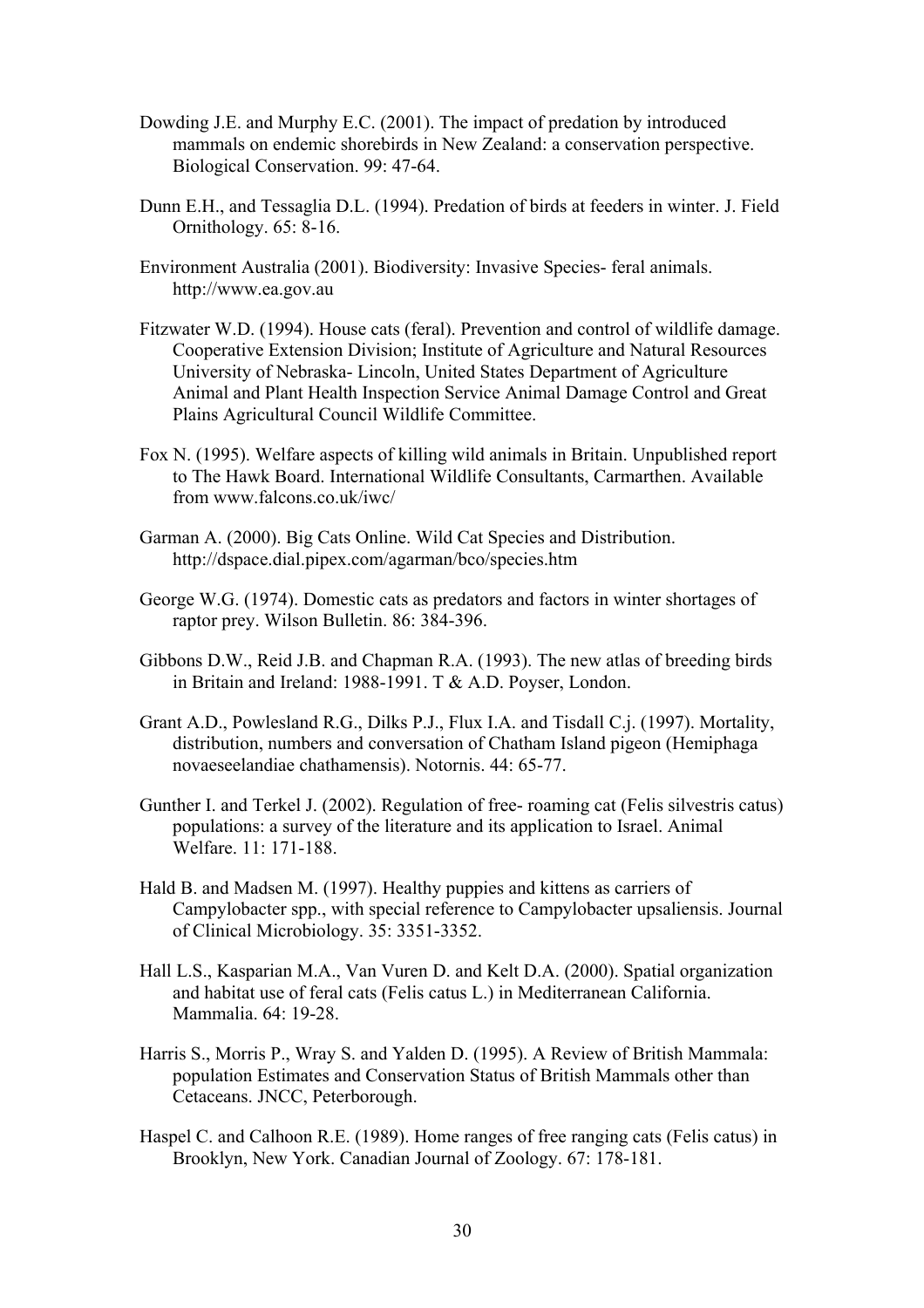Dowding J.E. and Murphy E.C. (2001). The impact of predation by introduced mammals on endemic shorebirds in New Zealand: a conservation perspective. Biological Conservation. 99: 47-64.

Dunn E.H., and Tessaglia D.L. (1994). Predation of birds at feeders in winter. J. Field Ornithology. 65: 8-16.

Environment Australia (2001). Biodiversity: Invasive Species- feral animals. http://www.ea.gov.au

Fitzwater W.D. (1994). House cats (feral). Prevention and control of wildlife damage. Cooperative Extension Division; Institute of Agriculture and Natural Resources University of Nebraska- Lincoln, United States Department of Agriculture Animal and Plant Health Inspection Service Animal Damage Control and Great Plains Agricultural Council Wildlife Committee.

Fox N. (1995). Welfare aspects of killing wild animals in Britain. Unpublished report to The Hawk Board. International Wildlife Consultants, Carmarthen. Available from www.falcons.co.uk/iwc/

Garman A. (2000). Big Cats Online. Wild Cat Species and Distribution. http://dspace.dial.pipex.com/agarman/bco/species.htm

George W.G. (1974). Domestic cats as predators and factors in winter shortages of raptor prey. Wilson Bulletin. 86: 384-396.

Gibbons D.W., Reid J.B. and Chapman R.A. (1993). The new atlas of breeding birds in Britain and Ireland: 1988-1991. T & A.D. Poyser, London.

Grant A.D., Powlesland R.G., Dilks P.J., Flux I.A. and Tisdall C.j. (1997). Mortality, distribution, numbers and conversation of Chatham Island pigeon (Hemiphaga novaeseelandiae chathamensis). Notornis. 44: 65-77.

Gunther I. and Terkel J. (2002). Regulation of free- roaming cat (Felis silvestris catus) populations: a survey of the literature and its application to Israel. Animal Welfare. 11: 171-188.

Hald B. and Madsen M. (1997). Healthy puppies and kittens as carriers of Campylobacter spp., with special reference to Campylobacter upsaliensis. Journal of Clinical Microbiology. 35: 3351-3352.

Hall L.S., Kasparian M.A., Van Vuren D. and Kelt D.A. (2000). Spatial organization and habitat use of feral cats (Felis catus L.) in Mediterranean California. Mammalia. 64: 19-28.

Harris S., Morris P., Wray S. and Yalden D. (1995). A Review of British Mammala: population Estimates and Conservation Status of British Mammals other than Cetaceans. JNCC, Peterborough.

Haspel C. and Calhoon R.E. (1989). Home ranges of free ranging cats (Felis catus) in Brooklyn, New York. Canadian Journal of Zoology. 67: 178-181.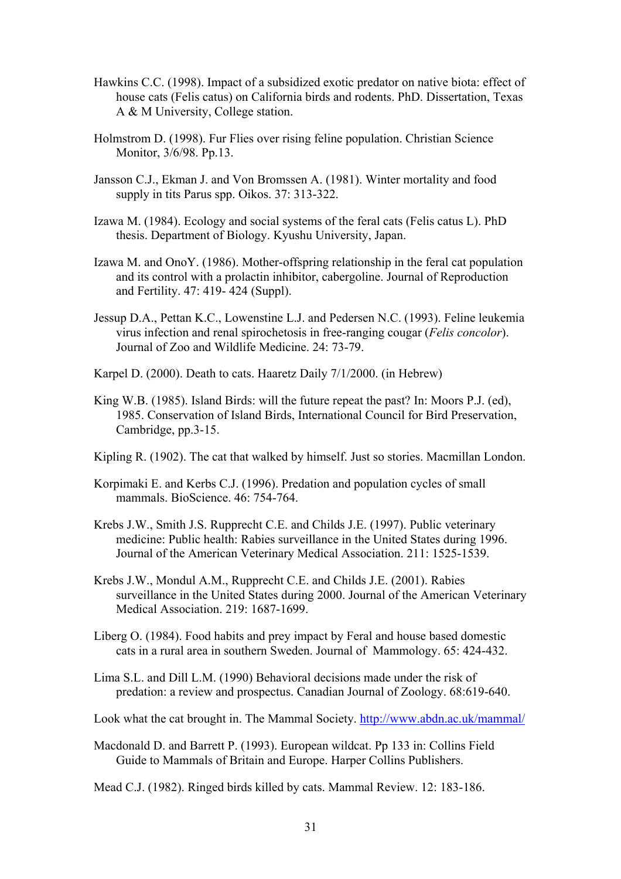Hawkins C.C. (1998). Impact of a subsidized exotic predator on native biota: effect of house cats (Felis catus) on California birds and rodents. PhD. Dissertation, Texas A & M University, College station.

Holmstrom D. (1998). Fur Flies over rising feline population. Christian Science Monitor, 3/6/98. Pp.13.

Jansson C.J., Ekman J. and Von Bromssen A. (1981). Winter mortality and food supply in tits Parus spp. Oikos. 37: 313-322.

Izawa M. (1984). Ecology and social systems of the feral cats (Felis catus L). PhD thesis. Department of Biology. Kyushu University, Japan.

Izawa M. and OnoY. (1986). Mother-offspring relationship in the feral cat population and its control with a prolactin inhibitor, cabergoline. Journal of Reproduction and Fertility. 47: 419- 424 (Suppl).

Jessup D.A., Pettan K.C., Lowenstine L.J. and Pedersen N.C. (1993). Feline leukemia virus infection and renal spirochetosis in free-ranging cougar (*Felis concolor*). Journal of Zoo and Wildlife Medicine. 24: 73-79.

Karpel D. (2000). Death to cats. Haaretz Daily 7/1/2000. (in Hebrew)

King W.B. (1985). Island Birds: will the future repeat the past? In: Moors P.J. (ed), 1985. Conservation of Island Birds, International Council for Bird Preservation, Cambridge, pp.3-15.

Kipling R. (1902). The cat that walked by himself. Just so stories. Macmillan London.

Korpimaki E. and Kerbs C.J. (1996). Predation and population cycles of small mammals. BioScience. 46: 754-764.

Krebs J.W., Smith J.S. Rupprecht C.E. and Childs J.E. (1997). Public veterinary medicine: Public health: Rabies surveillance in the United States during 1996. Journal of the American Veterinary Medical Association. 211: 1525-1539.

Krebs J.W., Mondul A.M., Rupprecht C.E. and Childs J.E. (2001). Rabies surveillance in the United States during 2000. Journal of the American Veterinary Medical Association. 219: 1687-1699.

Liberg O. (1984). Food habits and prey impact by Feral and house based domestic cats in a rural area in southern Sweden. Journal of Mammology. 65: 424-432.

Lima S.L. and Dill L.M. (1990) Behavioral decisions made under the risk of predation: a review and prospectus. Canadian Journal of Zoology. 68:619-640.

Look what the cat brought in. The Mammal Society. http://www.abdn.ac.uk/mammal/

Macdonald D. and Barrett P. (1993). European wildcat. Pp 133 in: Collins Field Guide to Mammals of Britain and Europe. Harper Collins Publishers.

Mead C.J. (1982). Ringed birds killed by cats. Mammal Review. 12: 183-186.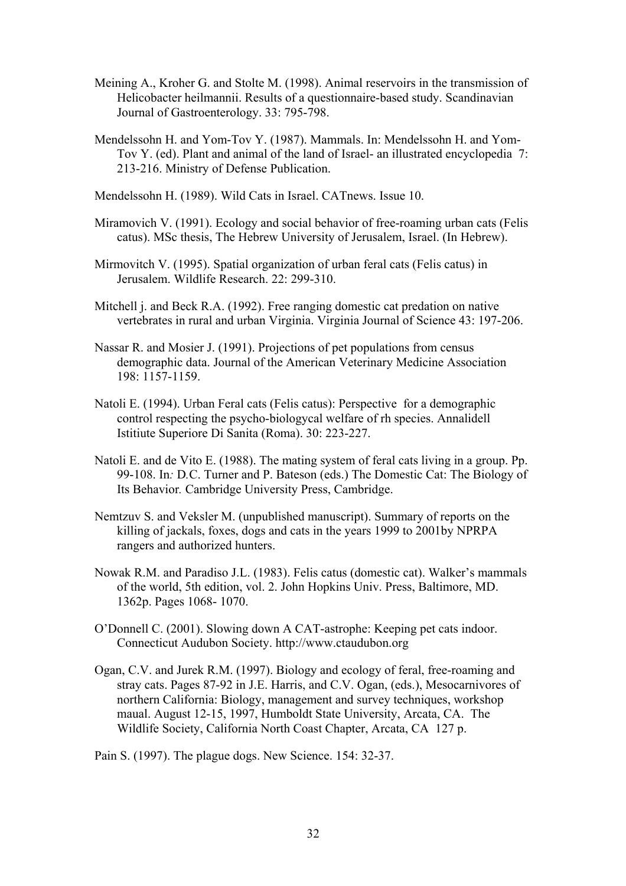Meining A., Kroher G. and Stolte M. (1998). Animal reservoirs in the transmission of Helicobacter heilmannii. Results of a questionnaire-based study. Scandinavian Journal of Gastroenterology. 33: 795-798.

Mendelssohn H. and Yom-Tov Y. (1987). Mammals. In: Mendelssohn H. and Yom-Tov Y. (ed). Plant and animal of the land of Israel- an illustrated encyclopedia 7: 213-216. Ministry of Defense Publication.

Mendelssohn H. (1989). Wild Cats in Israel. CATnews. Issue 10.

Miramovich V. (1991). Ecology and social behavior of free-roaming urban cats (Felis catus). MSc thesis, The Hebrew University of Jerusalem, Israel. (In Hebrew).

Mirmovitch V. (1995). Spatial organization of urban feral cats (Felis catus) in Jerusalem. Wildlife Research. 22: 299-310.

Mitchell j. and Beck R.A. (1992). Free ranging domestic cat predation on native vertebrates in rural and urban Virginia. Virginia Journal of Science 43: 197-206.

Nassar R. and Mosier J. (1991). Projections of pet populations from census demographic data. Journal of the American Veterinary Medicine Association 198: 1157-1159.

Natoli E. (1994). Urban Feral cats (Felis catus): Perspective for a demographic control respecting the psycho-biologycal welfare of rh species. Annalidell Istitiute Superiore Di Sanita (Roma). 30: 223-227.

Natoli E. and de Vito E. (1988). The mating system of feral cats living in a group. Pp. 99-108. In*:* D.C. Turner and P. Bateson (eds.) The Domestic Cat: The Biology of Its Behavior*.* Cambridge University Press, Cambridge.

Nemtzuv S. and Veksler M. (unpublished manuscript). Summary of reports on the killing of jackals, foxes, dogs and cats in the years 1999 to 2001by NPRPA rangers and authorized hunters.

Nowak R.M. and Paradiso J.L. (1983). Felis catus (domestic cat). Walker's mammals of the world, 5th edition, vol. 2. John Hopkins Univ. Press, Baltimore, MD. 1362p. Pages 1068- 1070.

O'Donnell C. (2001). Slowing down A CAT-astrophe: Keeping pet cats indoor. Connecticut Audubon Society. http://www.ctaudubon.org

Ogan, C.V. and Jurek R.M. (1997). Biology and ecology of feral, free-roaming and stray cats. Pages 87-92 in J.E. Harris, and C.V. Ogan, (eds.), Mesocarnivores of northern California: Biology, management and survey techniques, workshop maual. August 12-15, 1997, Humboldt State University, Arcata, CA. The Wildlife Society, California North Coast Chapter, Arcata, CA 127 p.

Pain S. (1997). The plague dogs. New Science. 154: 32-37.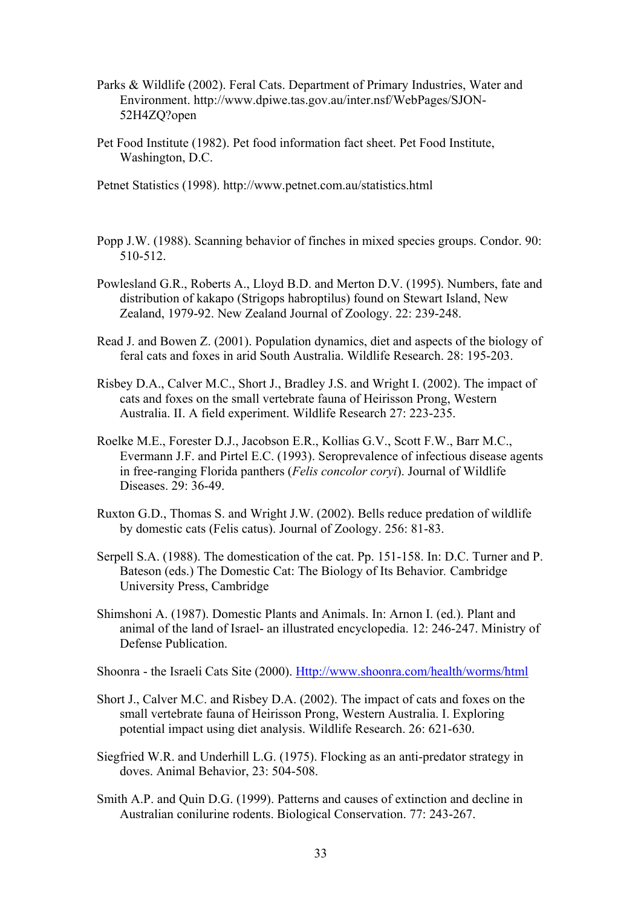Parks & Wildlife (2002). Feral Cats. Department of Primary Industries, Water and Environment. http://www.dpiwe.tas.gov.au/inter.nsf/WebPages/SJON-52H4ZQ?open

Pet Food Institute (1982). Pet food information fact sheet. Pet Food Institute, Washington, D.C.

Petnet Statistics (1998). http://www.petnet.com.au/statistics.html

Popp J.W. (1988). Scanning behavior of finches in mixed species groups. Condor. 90: 510-512.

Powlesland G.R., Roberts A., Lloyd B.D. and Merton D.V. (1995). Numbers, fate and distribution of kakapo (Strigops habroptilus) found on Stewart Island, New Zealand, 1979-92. New Zealand Journal of Zoology. 22: 239-248.

Read J. and Bowen Z. (2001). Population dynamics, diet and aspects of the biology of feral cats and foxes in arid South Australia. Wildlife Research. 28: 195-203.

Risbey D.A., Calver M.C., Short J., Bradley J.S. and Wright I. (2002). The impact of cats and foxes on the small vertebrate fauna of Heirisson Prong, Western Australia. II. A field experiment. Wildlife Research 27: 223-235.

Roelke M.E., Forester D.J., Jacobson E.R., Kollias G.V., Scott F.W., Barr M.C., Evermann J.F. and Pirtel E.C. (1993). Seroprevalence of infectious disease agents in free-ranging Florida panthers (*Felis concolor coryi*). Journal of Wildlife Diseases. 29: 36-49.

Ruxton G.D., Thomas S. and Wright J.W. (2002). Bells reduce predation of wildlife by domestic cats (Felis catus). Journal of Zoology. 256: 81-83.

Serpell S.A. (1988). The domestication of the cat. Pp. 151-158. In: D.C. Turner and P. Bateson (eds.) The Domestic Cat: The Biology of Its Behavior*.* Cambridge University Press, Cambridge

Shimshoni A. (1987). Domestic Plants and Animals. In: Arnon I. (ed.). Plant and animal of the land of Israel- an illustrated encyclopedia. 12: 246-247. Ministry of Defense Publication.

Shoonra - the Israeli Cats Site (2000). Http://www.shoonra.com/health/worms/html

Short J., Calver M.C. and Risbey D.A. (2002). The impact of cats and foxes on the small vertebrate fauna of Heirisson Prong, Western Australia. I. Exploring potential impact using diet analysis. Wildlife Research. 26: 621-630.

Siegfried W.R. and Underhill L.G. (1975). Flocking as an anti-predator strategy in doves. Animal Behavior, 23: 504-508.

Smith A.P. and Quin D.G. (1999). Patterns and causes of extinction and decline in Australian conilurine rodents. Biological Conservation. 77: 243-267.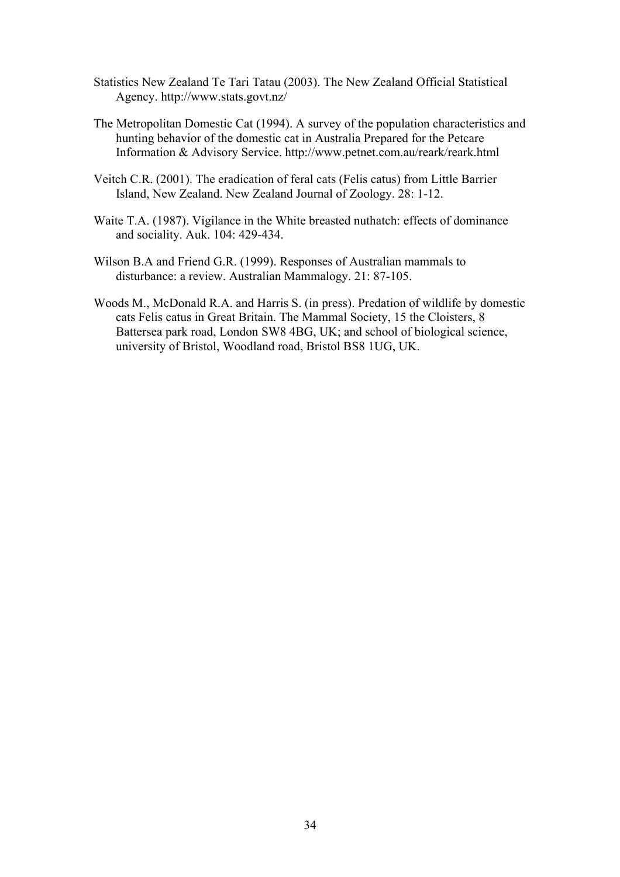Statistics New Zealand Te Tari Tatau (2003). The New Zealand Official Statistical Agency. http://www.stats.govt.nz/

The Metropolitan Domestic Cat (1994). A survey of the population characteristics and hunting behavior of the domestic cat in Australia Prepared for the Petcare Information & Advisory Service. http://www.petnet.com.au/reark/reark.html

Veitch C.R. (2001). The eradication of feral cats (Felis catus) from Little Barrier Island, New Zealand. New Zealand Journal of Zoology. 28: 1-12.

Waite T.A. (1987). Vigilance in the White breasted nuthatch: effects of dominance and sociality. Auk. 104: 429-434.

Wilson B.A and Friend G.R. (1999). Responses of Australian mammals to disturbance: a review. Australian Mammalogy. 21: 87-105.

Woods M., McDonald R.A. and Harris S. (in press). Predation of wildlife by domestic cats Felis catus in Great Britain. The Mammal Society, 15 the Cloisters, 8 Battersea park road, London SW8 4BG, UK; and school of biological science, university of Bristol, Woodland road, Bristol BS8 1UG, UK.